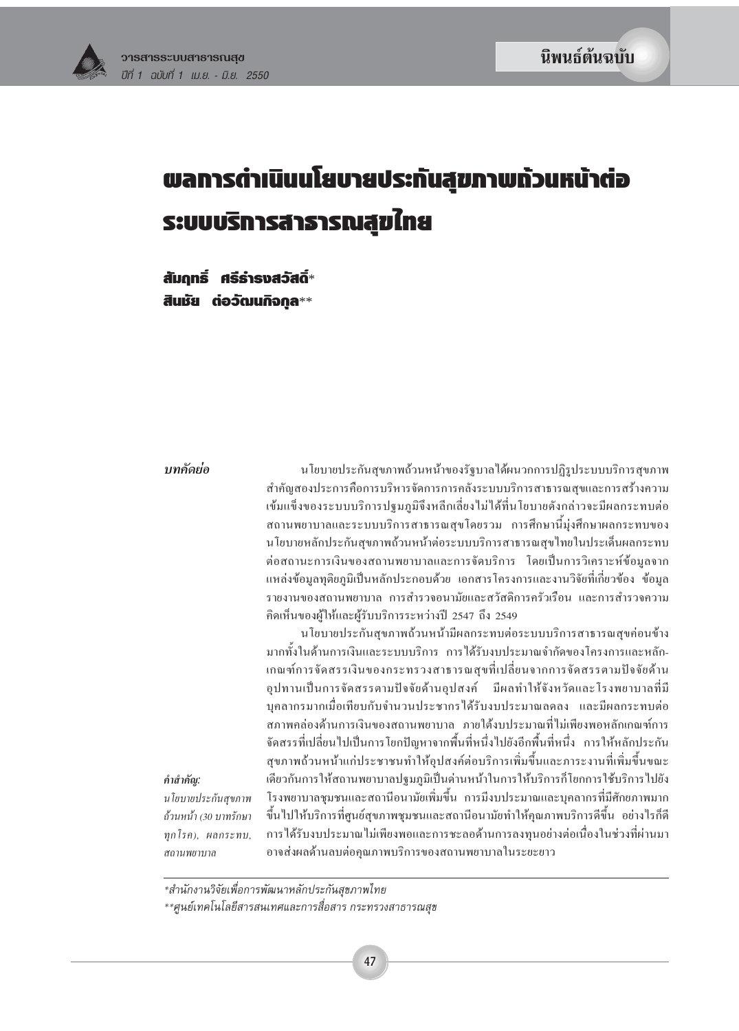นิพนธ์ต้นฉบับ

# ผลการดำเนินนโยบายประกันสุขภาพถ้วนหน้าต่อระบบบริการสาธารณสุขไทย

**สัมฤทธิ์ ศรีธำรงสวัสดิ์***

**สินชัย ต่อวัฒนกิจกุล****

***บทคัดย่อ***

นโยบายประกันสุขภาพถ้วนหน้าของรัฐบาลได้ผนวกการปฏิรูประบบบริการสุขภาพสำคัญสองประการคือการบริหารจัดการการคลังระบบบริการสาธารณสุขและการสร้างความเข้มแข็งของระบบบริการปฐมภูมิจึงหลีกเลี่ยงไม่ได้ที่นโยบายดังกล่าวจะมีผลกระทบต่อสถานพยาบาลและระบบบริการสาธารณสุขโดยรวม การศึกษานี้มุ่งศึกษาผลกระทบของนโยบายหลักประกันสุขภาพถ้วนหน้าต่อระบบบริการสาธารณสุขไทยในประเด็นผลกระทบต่อสถานะการเงินของสถานพยาบาลและการจัดบริการ โดยเป็นการวิเคราะห์ข้อมูลจากแหล่งข้อมูลทุติยภูมิเป็นหลักประกอบด้วย เอกสารโครงการและงานวิจัยที่เกี่ยวข้อง ข้อมูลรายงานของสถานพยาบาล การสำรวจอนามัยและสวัสดิการครัวเรือน และการสำรวจความคิดเห็นของผู้ให้และผู้รับบริการระหว่างปี 2547 ถึง 2549

นโยบายประกันสุขภาพถ้วนหน้ามีผลกระทบต่อระบบบริการสาธารณสุขค่อนข้างมากทั้งในด้านการเงินและระบบบริการ การได้รับงบประมาณจำกัดของโครงการและหลักเกณฑ์การจัดสรรเงินของกระทรวงสาธารณสุขที่เปลี่ยนจากการจัดสรรตามปัจจัยด้านอุปทานเป็นการจัดสรรตามปัจจัยด้านอุปสงค์ มีผลทำให้จังหวัดและโรงพยาบาลที่มีบุคลากรมากเมื่อเทียบกับจำนวนประชากรได้รับงบประมาณลดลง และมีผลกระทบต่อสภาพคล่องด้านการเงินของสถานพยาบาล ภายใต้งบประมาณที่ไม่เพียงพอหลักเกณฑ์การจัดสรรที่เปลี่ยนไปเป็นการโยกปัญหาจากพื้นที่หนึ่งไปยังอีกพื้นที่หนึ่ง การให้หลักประกันสุขภาพถ้วนหน้าแก่ประชาชนทำให้อุปสงค์ต่อบริการเพิ่มขึ้นและภาระงานที่เพิ่มขึ้นขณะเดียวกันการให้สถานพยาบาลปฐมภูมิเป็นด่านหน้าในการให้บริการก็โยกการใช้บริการไปยังโรงพยาบาลชุมชนและสถานีอนามัยเพิ่มขึ้น การมีงบประมาณและบุคลากรที่มีศักยภาพมากขึ้นไปให้บริการที่ศูนย์สุขภาพชุมชนและสถานีอนามัยทำให้คุณภาพบริการดีขึ้น อย่างไรก็ดีการได้รับงบประมาณไม่เพียงพอและการชะลอด้านการลงทุนอย่างต่อเนื่องในช่วงที่ผ่านมาอาจส่งผลด้านลบต่อคุณภาพบริการของสถานพยาบาลในระยะยาว

***คำสำคัญ:*** *นโยบายประกันสุขภาพถ้วนหน้า (30 บาทรักษาทุกโรค), ผลกระทบ, สถานพยาบาล*

---

*สำนักงานวิจัยเพื่อการพัฒนาหลักประกันสุขภาพไทย

**ศูนย์เทคโนโลยีสารสนเทศและการสื่อสาร กระทรวงสาธารณสุข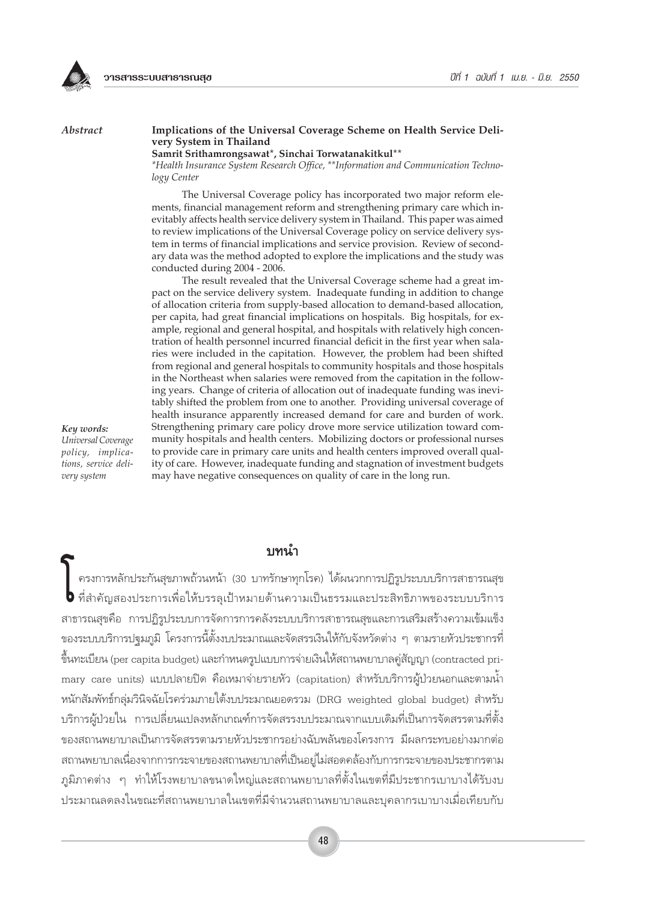*Abstract*

**Implications of the Universal Coverage Scheme on Health Service Delivery System in Thailand**

**Samrit Srithamrongsawat\*, Sinchai Torwatanakitkul\*\***

*\*Health Insurance System Research Office, \*\*Information and Communication Technology Center*

The Universal Coverage policy has incorporated two major reform elements, financial management reform and strengthening primary care which inevitably affects health service delivery system in Thailand. This paper was aimed to review implications of the Universal Coverage policy on service delivery system in terms of financial implications and service provision. Review of secondary data was the method adopted to explore the implications and the study was conducted during 2004 - 2006.

The result revealed that the Universal Coverage scheme had a great impact on the service delivery system. Inadequate funding in addition to change of allocation criteria from supply-based allocation to demand-based allocation, per capita, had great financial implications on hospitals. Big hospitals, for example, regional and general hospital, and hospitals with relatively high concentration of health personnel incurred financial deficit in the first year when salaries were included in the capitation. However, the problem had been shifted from regional and general hospitals to community hospitals and those hospitals in the Northeast when salaries were removed from the capitation in the following years. Change of criteria of allocation out of inadequate funding was inevitably shifted the problem from one to another. Providing universal coverage of health insurance apparently increased demand for care and burden of work. Strengthening primary care policy drove more service utilization toward community hospitals and health centers. Mobilizing doctors or professional nurses to provide care in primary care units and health centers improved overall quality of care. However, inadequate funding and stagnation of investment budgets may have negative consequences on quality of care in the long run.

*Key words:*
*Universal Coverage policy, implications, service delivery system*

## บทนำ

โครงการหลักประกันสุขภาพถ้วนหน้า (30 บาทรักษาทุกโรค) ได้ผนวกการปฏิรูประบบบริการสาธารณสุขที่สำคัญสองประการเพื่อให้บรรลุเป้าหมายด้านความเป็นธรรมและประสิทธิภาพของระบบบริการสาธารณสุขคือ การปฏิรูประบบการจัดการการคลังระบบบริการสาธารณสุขและการเสริมสร้างความเข้มแข็งของระบบบริการปฐมภูมิ โครงการนี้ตั้งงบประมาณและจัดสรรเงินให้กับจังหวัดต่าง ๆ ตามรายหัวประชากรที่ขึ้นทะเบียน (per capita budget) และกำหนดรูปแบบการจ่ายเงินให้สถานพยาบาลคู่สัญญา (contracted primary care units) แบบปลายปิด คือเหมาจ่ายรายหัว (capitation) สำหรับบริการผู้ป่วยนอกและตามน้ำหนักสัมพัทธ์กลุ่มวินิจฉัยโรคร่วมภายใต้งบประมาณยอดรวม (DRG weighted global budget) สำหรับบริการผู้ป่วยใน การเปลี่ยนแปลงหลักเกณฑ์การจัดสรรงบประมาณจากแบบเดิมที่เป็นการจัดสรรตามที่ตั้งของสถานพยาบาลเป็นการจัดสรรตามรายหัวประชากรอย่างฉับพลันของโครงการ มีผลกระทบอย่างมากต่อสถานพยาบาลเนื่องจากการกระจายของสถานพยาบาลที่เป็นอยู่ไม่สอดคล้องกับการกระจายของประชากรตามภูมิภาคต่าง ๆ ทำให้โรงพยาบาลขนาดใหญ่และสถานพยาบาลที่ตั้งในเขตที่มีประชากรเบาบางได้รับงบประมาณลดลงในขณะที่สถานพยาบาลในเขตที่มีจำนวนสถานพยาบาลและบุคลากรเบาบางเมื่อเทียบกับ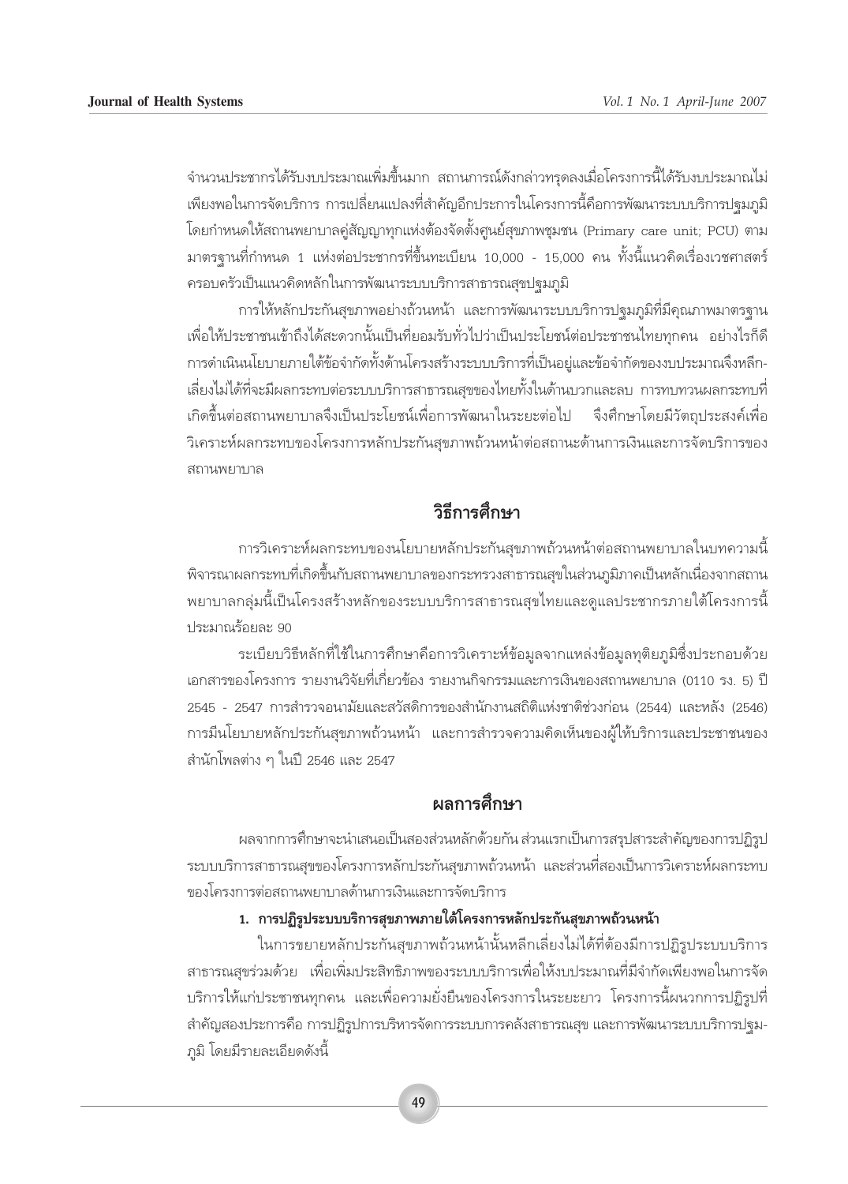จำนวนประชากรได้รับงบประมาณเพิ่มขึ้นมาก สถานการณ์ดังกล่าวทรุดลงเมื่อโครงการนี้ได้รับงบประมาณไม่เพียงพอในการจัดบริการ การเปลี่ยนแปลงที่สำคัญอีกประการในโครงการนี้คือการพัฒนาระบบบริการปฐมภูมิ โดยกำหนดให้สถานพยาบาลคู่สัญญาทุกแห่งต้องจัดตั้งศูนย์สุขภาพชุมชน (Primary care unit; PCU) ตามมาตรฐานที่กำหนด 1 แห่งต่อประชากรที่ขึ้นทะเบียน 10,000 - 15,000 คน ทั้งนี้แนวคิดเรื่องเวชศาสตร์ครอบครัวเป็นแนวคิดหลักในการพัฒนาระบบบริการสาธารณสุขปฐมภูมิ

การให้หลักประกันสุขภาพอย่างถ้วนหน้า และการพัฒนาระบบบริการปฐมภูมิที่มีคุณภาพมาตรฐาน เพื่อให้ประชาชนเข้าถึงได้สะดวกนั้นเป็นที่ยอมรับทั่วไปว่าเป็นประโยชน์ต่อประชาชนไทยทุกคน อย่างไรก็ดี การดำเนินนโยบายภายใต้ข้อจำกัดทั้งด้านโครงสร้างระบบบริการที่เป็นอยู่และข้อจำกัดของงบประมาณจึงหลีกเลี่ยงไม่ได้ที่จะมีผลกระทบต่อระบบบริการสาธารณสุขของไทยทั้งในด้านบวกและลบ การทบทวนผลกระทบที่เกิดขึ้นต่อสถานพยาบาลจึงเป็นประโยชน์เพื่อการพัฒนาในระยะต่อไป จึงศึกษาโดยมีวัตถุประสงค์เพื่อวิเคราะห์ผลกระทบของโครงการหลักประกันสุขภาพถ้วนหน้าต่อสถานะด้านการเงินและการจัดบริการของสถานพยาบาล

## วิธีการศึกษา

การวิเคราะห์ผลกระทบของนโยบายหลักประกันสุขภาพถ้วนหน้าต่อสถานพยาบาลในบทความนี้พิจารณาผลกระทบที่เกิดขึ้นกับสถานพยาบาลของกระทรวงสาธารณสุขในส่วนภูมิภาคเป็นหลักเนื่องจากสถานพยาบาลกลุ่มนี้เป็นโครงสร้างหลักของระบบบริการสาธารณสุขไทยและดูแลประชากรภายใต้โครงการนี้ประมาณร้อยละ 90

ระเบียบวิธีหลักที่ใช้ในการศึกษาคือการวิเคราะห์ข้อมูลจากแหล่งข้อมูลทุติยภูมิซึ่งประกอบด้วยเอกสารของโครงการ รายงานวิจัยที่เกี่ยวข้อง รายงานกิจกรรมและการเงินของสถานพยาบาล (0110 รง. 5) ปี 2545 - 2547 การสำรวจอนามัยและสวัสดิการของสำนักงานสถิติแห่งชาติช่วงก่อน (2544) และหลัง (2546) การมีนโยบายหลักประกันสุขภาพถ้วนหน้า และการสำรวจความคิดเห็นของผู้ให้บริการและประชาชนของสำนักโพลต่าง ๆ ในปี 2546 และ 2547

## ผลการศึกษา

ผลจากการศึกษาจะนำเสนอเป็นสองส่วนหลักด้วยกัน ส่วนแรกเป็นการสรุปสาระสำคัญของการปฏิรูประบบบริการสาธารณสุขของโครงการหลักประกันสุขภาพถ้วนหน้า และส่วนที่สองเป็นการวิเคราะห์ผลกระทบของโครงการต่อสถานพยาบาลด้านการเงินและการจัดบริการ

### 1. การปฏิรูประบบบริการสุขภาพภายใต้โครงการหลักประกันสุขภาพถ้วนหน้า

ในการขยายหลักประกันสุขภาพถ้วนหน้านั้นหลีกเลี่ยงไม่ได้ที่ต้องมีการปฏิรูประบบบริการสาธารณสุขร่วมด้วย เพื่อเพิ่มประสิทธิภาพของระบบบริการเพื่อให้งบประมาณที่มีจำกัดเพียงพอในการจัดบริการให้แก่ประชาชนทุกคน และเพื่อความยั่งยืนของโครงการในระยะยาว โครงการนี้ผนวกการปฏิรูปที่สำคัญสองประการคือ การปฏิรูปการบริหารจัดการระบบการคลังสาธารณสุข และการพัฒนาระบบบริการปฐมภูมิ โดยมีรายละเอียดดังนี้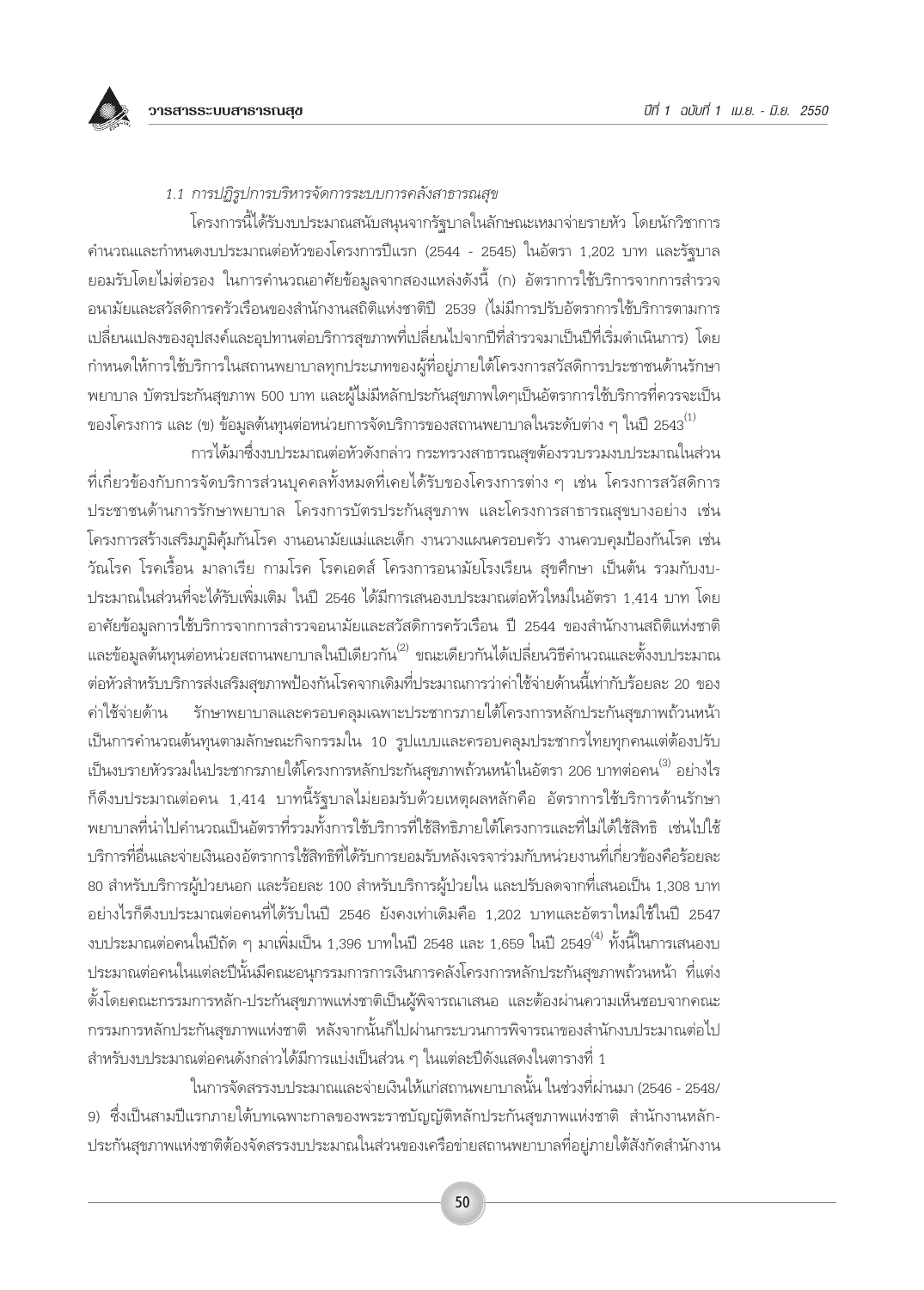*1.1 การปฏิรูปการบริหารจัดการระบบการคลังสาธารณสุข*

โครงการนี้ได้รับงบประมาณสนับสนุนจากรัฐบาลในลักษณะเหมาจ่ายรายหัว โดยนักวิชาการคำนวณและกำหนดงบประมาณต่อหัวของโครงการปีแรก (2544 - 2545) ในอัตรา 1,202 บาท และรัฐบาลยอมรับโดยไม่ต่อรอง ในการคำนวณอาศัยข้อมูลจากสองแหล่งดังนี้ (ก) อัตราการใช้บริการจากการสำรวจอนามัยและสวัสดิการครัวเรือนของสำนักงานสถิติแห่งชาติปี 2539 (ไม่มีการปรับอัตราการใช้บริการตามการเปลี่ยนแปลงของอุปสงค์และอุปทานต่อบริการสุขภาพที่เปลี่ยนไปจากปีที่สำรวจมาเป็นปีที่เริ่มดำเนินการ) โดยกำหนดให้การใช้บริการในสถานพยาบาลทุกประเภทของผู้ที่อยู่ภายใต้โครงการสวัสดิการประชาชนด้านรักษาพยาบาล บัตรประกันสุขภาพ 500 บาท และผู้ไม่มีหลักประกันสุขภาพใดๆเป็นอัตราการใช้บริการที่ควรจะเป็นของโครงการ และ (ข) ข้อมูลต้นทุนต่อหน่วยการจัดบริการของสถานพยาบาลในระดับต่าง ๆ ในปี 2543[1]

การได้มาซึ่งงบประมาณต่อหัวดังกล่าว กระทรวงสาธารณสุขต้องรวบรวมงบประมาณในส่วนที่เกี่ยวข้องกับการจัดบริการส่วนบุคคลทั้งหมดที่เคยได้รับของโครงการต่าง ๆ เช่น โครงการสวัสดิการประชาชนด้านการรักษาพยาบาล โครงการบัตรประกันสุขภาพ และโครงการสาธารณสุขบางอย่าง เช่น โครงการสร้างเสริมภูมิคุ้มกันโรค งานอนามัยแม่และเด็ก งานวางแผนครอบครัว งานควบคุมป้องกันโรค เช่น วัณโรค โรคเรื้อน มาลาเรีย กามโรค โรคเอดส์ โครงการอนามัยโรงเรียน สุขศึกษา เป็นต้น รวมกับงบประมาณในส่วนที่จะได้รับเพิ่มเติม ในปี 2546 ได้มีการเสนองบประมาณต่อหัวใหม่ในอัตรา 1,414 บาท โดยอาศัยข้อมูลการใช้บริการจากการสำรวจอนามัยและสวัสดิการครัวเรือน ปี 2544 ของสำนักงานสถิติแห่งชาติและข้อมูลต้นทุนต่อหน่วยสถานพยาบาลในปีเดียวกัน[2] ขณะเดียวกันได้เปลี่ยนวิธีคำนวณและตั้งงบประมาณต่อหัวสำหรับบริการส่งเสริมสุขภาพป้องกันโรคจากเดิมที่ประมาณการว่าค่าใช้จ่ายด้านนี้เท่ากับร้อยละ 20 ของค่าใช้จ่ายด้าน รักษาพยาบาลและครอบคลุมเฉพาะประชากรภายใต้โครงการหลักประกันสุขภาพถ้วนหน้า เป็นการคำนวณต้นทุนตามลักษณะกิจกรรมใน 10 รูปแบบและครอบคลุมประชากรไทยทุกคนแต่ต้องปรับเป็นงบรายหัวรวมในประชากรภายใต้โครงการหลักประกันสุขภาพถ้วนหน้าในอัตรา 206 บาทต่อคน[3] อย่างไรก็ดีงบประมาณต่อคน 1,414 บาทนี้รัฐบาลไม่ยอมรับด้วยเหตุผลหลักคือ อัตราการใช้บริการด้านรักษาพยาบาลที่นำไปคำนวณเป็นอัตราที่รวมทั้งการใช้บริการที่ใช้สิทธิภายใต้โครงการและที่ไม่ได้ใช้สิทธิ เช่นไปใช้บริการที่อื่นและจ่ายเงินเองอัตราการใช้สิทธิที่ได้รับการยอมรับหลังเจรจาร่วมกับหน่วยงานที่เกี่ยวข้องคือร้อยละ 80 สำหรับบริการผู้ป่วยนอก และร้อยละ 100 สำหรับบริการผู้ป่วยใน และปรับลดจากที่เสนอเป็น 1,308 บาท อย่างไรก็ดีงบประมาณต่อคนที่ได้รับในปี 2546 ยังคงเท่าเดิมคือ 1,202 บาทและอัตราใหม่ใช้ในปี 2547 งบประมาณต่อคนในปีถัด ๆ มาเพิ่มเป็น 1,396 บาทในปี 2548 และ 1,659 ในปี 2549[4] ทั้งนี้ในการเสนองบประมาณต่อคนในแต่ละปีนั้นมีคณะอนุกรรมการการเงินการคลังโครงการหลักประกันสุขภาพถ้วนหน้า ที่แต่งตั้งโดยคณะกรรมการหลัก-ประกันสุขภาพแห่งชาติเป็นผู้พิจารณาเสนอ และต้องผ่านความเห็นชอบจากคณะกรรมการหลักประกันสุขภาพแห่งชาติ หลังจากนั้นก็ไปผ่านกระบวนการพิจารณาของสำนักงบประมาณต่อไป สำหรับงบประมาณต่อคนดังกล่าวได้มีการแบ่งเป็นส่วน ๆ ในแต่ละปีดังแสดงในตารางที่ 1

ในการจัดสรรงบประมาณและจ่ายเงินให้แก่สถานพยาบาลนั้น ในช่วงที่ผ่านมา (2546 - 2548/9) ซึ่งเป็นสามปีแรกภายใต้บทเฉพาะกาลของพระราชบัญญัติหลักประกันสุขภาพแห่งชาติ สำนักงานหลัก-ประกันสุขภาพแห่งชาติต้องจัดสรรงบประมาณในส่วนของเครือข่ายสถานพยาบาลที่อยู่ภายใต้สังกัดสำนักงาน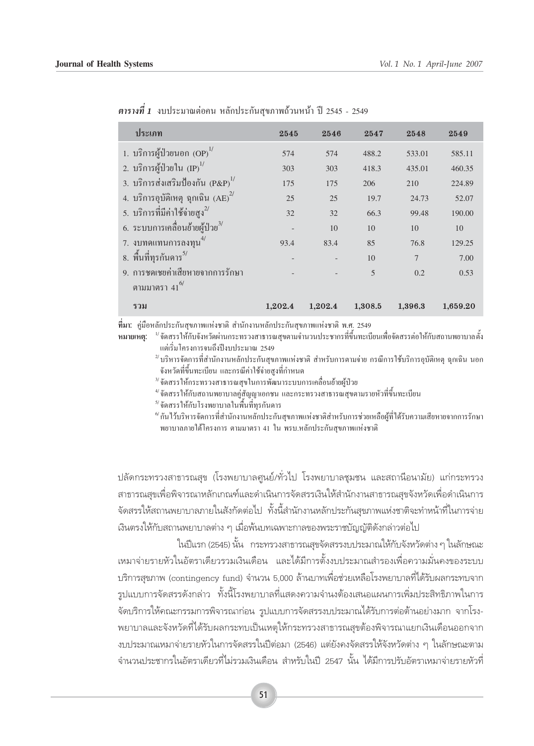***ตารางที่ 1*** งบประมาณต่อคน หลักประกันสุขภาพถ้วนหน้า ปี 2545 - 2549

| ประเภท | 2545 | 2546 | 2547 | 2548 | 2549 |
|---|---|---|---|---|---|
| 1. บริการผู้ป่วยนอก (OP)[1/] | 574 | 574 | 488.2 | 533.01 | 585.11 |
| 2. บริการผู้ป่วยใน (IP)[1/] | 303 | 303 | 418.3 | 435.01 | 460.35 |
| 3. บริการส่งเสริมป้องกัน (P&P)[1/] | 175 | 175 | 206 | 210 | 224.89 |
| 4. บริการอุบัติเหตุ ฉุกเฉิน (AE)[2/] | 25 | 25 | 19.7 | 24.73 | 52.07 |
| 5. บริการที่มีค่าใช้จ่ายสูง[2/] | 32 | 32 | 66.3 | 99.48 | 190.00 |
| 6. ระบบการเคลื่อนย้ายผู้ป่วย[3/] | - | 10 | 10 | 10 | 10 |
| 7. งบทดแทนการลงทุน[4/] | 93.4 | 83.4 | 85 | 76.8 | 129.25 |
| 8. พื้นที่ทุรกันดาร[5/] | - | - | 10 | 7 | 7.00 |
| 9. การชดเชยค่าเสียหายจากการรักษาตามมาตรา 41[6/] | - | - | 5 | 0.2 | 0.53 |
| **รวม** | **1,202.4** | **1,202.4** | **1,308.5** | **1,396.3** | **1,659.20** |

**ที่มา:** คู่มือหลักประกันสุขภาพแห่งชาติ สำนักงานหลักประกันสุขภาพแห่งชาติ พ.ศ. 2549

**หมายเหตุ:** [1/] จัดสรรให้กับจังหวัดผ่านกระทรวงสาธารณสุขตามจำนวนประชากรที่ขึ้นทะเบียนเพื่อจัดสรรต่อให้กับสถานพยาบาลตั้งแต่เริ่มโครงการจนถึงปีงบประมาณ 2549

[2/] บริหารจัดการที่สำนักงานหลักประกันสุขภาพแห่งชาติ สำหรับการตามจ่าย กรณีการใช้บริการอุบัติเหตุ ฉุกเฉิน นอกจังหวัดที่ขึ้นทะเบียน และกรณีค่าใช้จ่ายสูงที่กำหนด

[3/] จัดสรรให้กระทรวงสาธารณสุขในการพัฒนาระบบการเคลื่อนย้ายผู้ป่วย

[4/] จัดสรรให้กับสถานพยาบาลคู่สัญญาเอกชน และกระทรวงสาธารณสุขตามรายหัวที่ขึ้นทะเบียน

[5/] จัดสรรให้กับโรงพยาบาลในพื้นที่ทุรกันดาร

[6/] กันไว้บริหารจัดการที่สำนักงานหลักประกันสุขภาพแห่งชาติสำหรับการช่วยเหลือผู้ที่ได้รับความเสียหายจากการรักษาพยาบาลภายใต้โครงการ ตามมาตรา 41 ใน พรบ.หลักประกันสุขภาพแห่งชาติ

ปลัดกระทรวงสาธารณสุข (โรงพยาบาลศูนย์/ทั่วไป โรงพยาบาลชุมชน และสถานีอนามัย) แก่กระทรวงสาธารณสุขเพื่อพิจารณาหลักเกณฑ์และดำเนินการจัดสรรเงินให้สำนักงานสาธารณสุขจังหวัดเพื่อดำเนินการจัดสรรให้สถานพยาบาลภายในสังกัดต่อไป ทั้งนี้สำนักงานหลักประกันสุขภาพแห่งชาติจะทำหน้าที่ในการจ่ายเงินตรงให้กับสถานพยาบาลต่าง ๆ เมื่อพ้นบทเฉพาะกาลของพระราชบัญญัติดังกล่าวต่อไป

ในปีแรก (2545) นั้น กระทรวงสาธารณสุขจัดสรรงบประมาณให้กับจังหวัดต่าง ๆ ในลักษณะเหมาจ่ายรายหัวในอัตราเดียวรวมเงินเดือน และได้มีการตั้งงบประมาณสำรองเพื่อความมั่นคงของระบบบริการสุขภาพ (contingency fund) จำนวน 5,000 ล้านบาทเพื่อช่วยเหลือโรงพยาบาลที่ได้รับผลกระทบจากรูปแบบการจัดสรรดังกล่าว ทั้งนี้โรงพยาบาลที่แสดงความจำนงต้องเสนอแผนการเพิ่มประสิทธิภาพในการจัดบริการให้คณะกรรมการพิจารณาก่อน รูปแบบการจัดสรรงบประมาณได้รับการต่อต้านอย่างมาก จากโรงพยาบาลและจังหวัดที่ได้รับผลกระทบเป็นเหตุให้กระทรวงสาธารณสุขต้องพิจารณาแยกเงินเดือนออกจากงบประมาณเหมาจ่ายรายหัวในการจัดสรรในปีต่อมา (2546) แต่ยังคงจัดสรรให้จังหวัดต่าง ๆ ในลักษณะตามจำนวนประชากรในอัตราเดียวที่ไม่รวมเงินเดือน สำหรับในปี 2547 นั้น ได้มีการปรับอัตราเหมาจ่ายรายหัวที่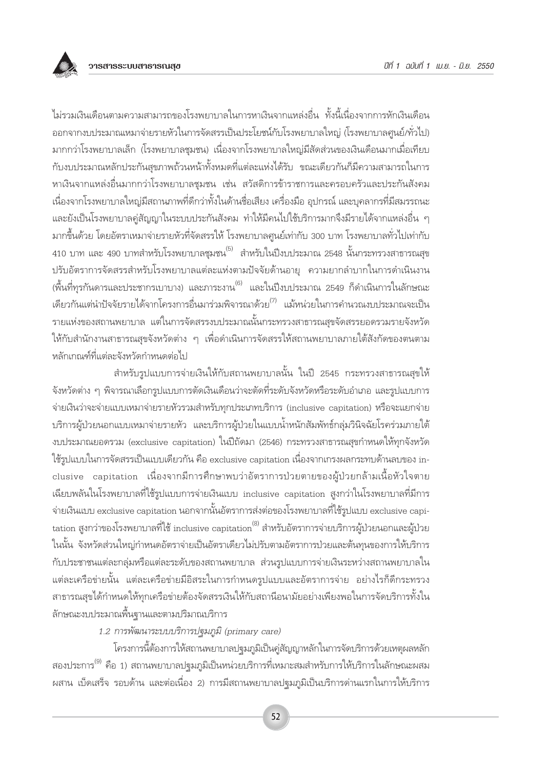ไม่รวมเงินเดือนตามความสามารถของโรงพยาบาลในการหาเงินจากแหล่งอื่น ทั้งนี้เนื่องจากการหักเงินเดือนออกจากงบประมาณเหมาจ่ายรายหัวในการจัดสรรเป็นประโยชน์กับโรงพยาบาลใหญ่ (โรงพยาบาลศูนย์/ทั่วไป) มากกว่าโรงพยาบาลเล็ก (โรงพยาบาลชุมชน) เนื่องจากโรงพยาบาลใหญ่มีสัดส่วนของเงินเดือนมากเมื่อเทียบกับงบประมาณหลักประกันสุขภาพถ้วนหน้าทั้งหมดที่แต่ละแห่งได้รับ ขณะเดียวกันก็มีความสามารถในการหาเงินจากแหล่งอื่นมากกว่าโรงพยาบาลชุมชน เช่น สวัสดิการข้าราชการและครอบครัวและประกันสังคม เนื่องจากโรงพยาบาลใหญ่มีสถานภาพที่ดีกว่าทั้งในด้านชื่อเสียง เครื่องมือ อุปกรณ์ และบุคลากรที่มีสมรรถนะ และยังเป็นโรงพยาบาลคู่สัญญาในระบบประกันสังคม ทำให้มีคนไปใช้บริการมากจึงมีรายได้จากแหล่งอื่น ๆ มากขึ้นด้วย โดยอัตราเหมาจ่ายรายหัวที่จัดสรรให้ โรงพยาบาลศูนย์เท่ากับ 300 บาท โรงพยาบาลทั่วไปเท่ากับ 410 บาท และ 490 บาทสำหรับโรงพยาบาลชุมชน[5] สำหรับในปีงบประมาณ 2548 นั้นกระทรวงสาธารณสุขปรับอัตราการจัดสรรสำหรับโรงพยาบาลแต่ละแห่งตามปัจจัยด้านอายุ ความยากลำบากในการดำเนินงาน (พื้นที่ทุรกันดารและประชากรเบาบาง) และภาระงาน[6] และในปีงบประมาณ 2549 ก็ดำเนินการในลักษณะเดียวกันแต่นำปัจจัยรายได้จากโครงการอื่นมาร่วมพิจารณาด้วย[7] แม้หน่วยในการคำนวณงบประมาณจะเป็นรายแห่งของสถานพยาบาล แต่ในการจัดสรรงบประมาณนั้นกระทรวงสาธารณสุขจัดสรรยอดรวมรายจังหวัดให้กับสำนักงานสาธารณสุขจังหวัดต่าง ๆ เพื่อดำเนินการจัดสรรให้สถานพยาบาลภายใต้สังกัดของตนตามหลักเกณฑ์ที่แต่ละจังหวัดกำหนดต่อไป

สำหรับรูปแบบการจ่ายเงินให้กับสถานพยาบาลนั้น ในปี 2545 กระทรวงสาธารณสุขให้จังหวัดต่าง ๆ พิจารณาเลือกรูปแบบการตัดเงินเดือนว่าจะตัดที่ระดับจังหวัดหรือระดับอำเภอ และรูปแบบการจ่ายเงินว่าจะจ่ายแบบเหมาจ่ายรายหัวรวมสำหรับทุกประเภทบริการ (inclusive capitation) หรือจะแยกจ่ายบริการผู้ป่วยนอกแบบเหมาจ่ายรายหัว และบริการผู้ป่วยในแบบน้ำหนักสัมพัทธ์กลุ่มวินิจฉัยโรคร่วมภายใต้งบประมาณยอดรวม (exclusive capitation) ในปีถัดมา (2546) กระทรวงสาธารณสุขกำหนดให้ทุกจังหวัดใช้รูปแบบในการจัดสรรเป็นแบบเดียวกัน คือ exclusive capitation เนื่องจากเกรงผลกระทบด้านลบของ inclusive capitation เนื่องจากมีการศึกษาพบว่าอัตราการป่วยตายของผู้ป่วยกล้ามเนื้อหัวใจตายเฉียบพลันในโรงพยาบาลที่ใช้รูปแบบการจ่ายเงินแบบ inclusive capitation สูงกว่าในโรงพยาบาลที่มีการจ่ายเงินแบบ exclusive capitation นอกจากนั้นอัตราการส่งต่อของโรงพยาบาลที่ใช้รูปแบบ exclusive capitation สูงกว่าของโรงพยาบาลที่ใช้ inclusive capitation[8] สำหรับอัตราการจ่ายบริการผู้ป่วยนอกและผู้ป่วยในนั้น จังหวัดส่วนใหญ่กำหนดอัตราจ่ายเป็นอัตราเดียวไม่ปรับตามอัตราการป่วยและต้นทุนของการให้บริการกับประชาชนแต่ละกลุ่มหรือแต่ละระดับของสถานพยาบาล ส่วนรูปแบบการจ่ายเงินระหว่างสถานพยาบาลในแต่ละเครือข่ายนั้น แต่ละเครือข่ายมีอิสระในการกำหนดรูปแบบและอัตราการจ่าย อย่างไรก็ดีกระทรวงสาธารณสุขได้กำหนดให้ทุกเครือข่ายต้องจัดสรรเงินให้กับสถานีอนามัยอย่างเพียงพอในการจัดบริการทั้งในลักษณะงบประมาณพื้นฐานและตามปริมาณบริการ

*1.2 การพัฒนาระบบบริการปฐมภูมิ (primary care)*

โครงการนี้ต้องการให้สถานพยาบาลปฐมภูมิเป็นคู่สัญญาหลักในการจัดบริการด้วยเหตุผลหลักสองประการ[9] คือ 1) สถานพยาบาลปฐมภูมิเป็นหน่วยบริการที่เหมาะสมสำหรับการให้บริการในลักษณะผสมผสาน เบ็ดเสร็จ รอบด้าน และต่อเนื่อง 2) การมีสถานพยาบาลปฐมภูมิเป็นบริการด่านแรกในการให้บริการ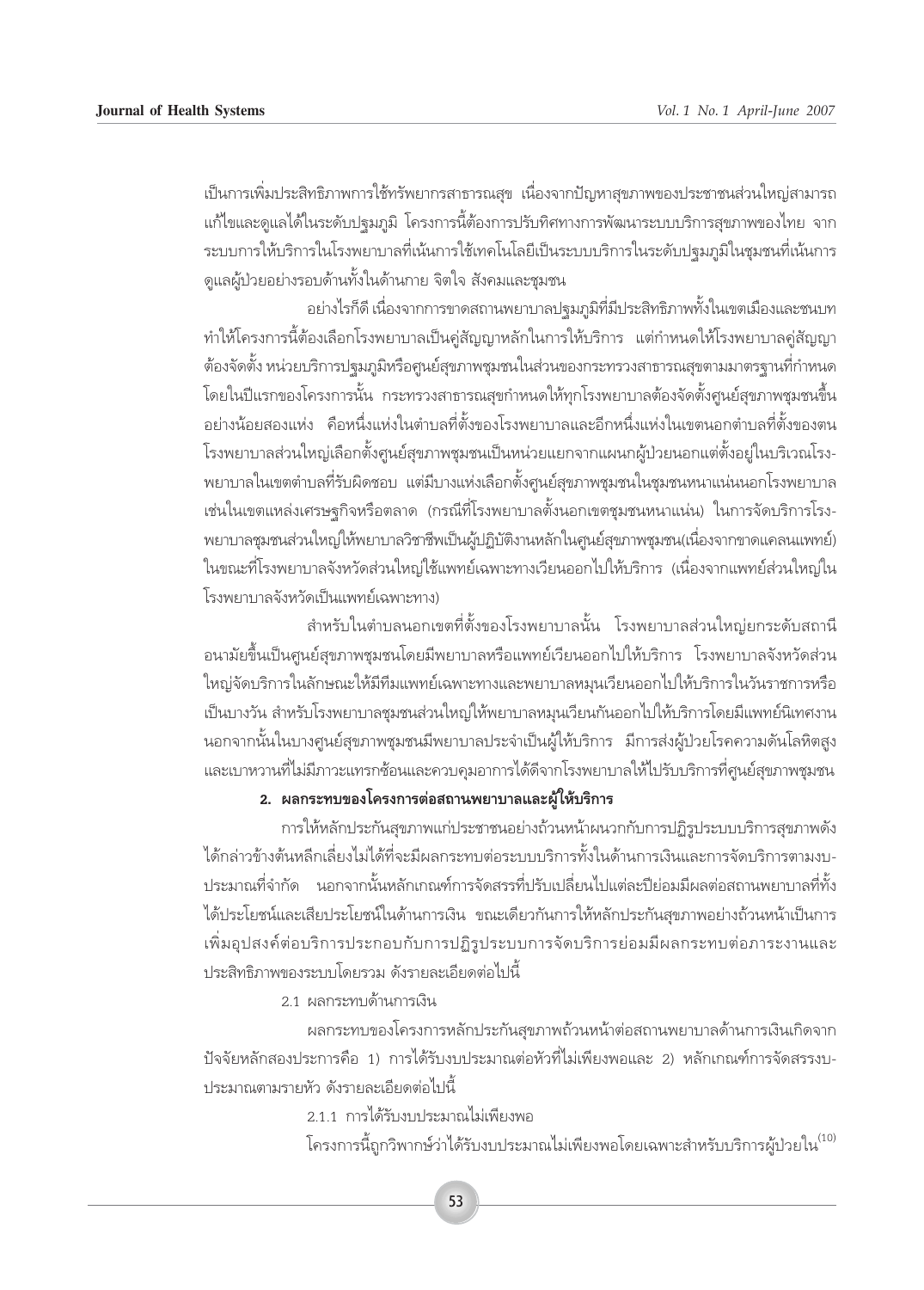เป็นการเพิ่มประสิทธิภาพการใช้ทรัพยากรสาธารณสุข เนื่องจากปัญหาสุขภาพของประชาชนส่วนใหญ่สามารถแก้ไขและดูแลได้ในระดับปฐมภูมิ โครงการนี้ต้องการปรับทิศทางการพัฒนาระบบบริการสุขภาพของไทย จากระบบการให้บริการในโรงพยาบาลที่เน้นการใช้เทคโนโลยีเป็นระบบบริการในระดับปฐมภูมิในชุมชนที่เน้นการดูแลผู้ป่วยอย่างรอบด้านทั้งในด้านกาย จิตใจ สังคมและชุมชน

อย่างไรก็ดี เนื่องจากการขาดสถานพยาบาลปฐมภูมิที่มีประสิทธิภาพทั้งในเขตเมืองและชนบท ทำให้โครงการนี้ต้องเลือกโรงพยาบาลเป็นคู่สัญญาหลักในการให้บริการ แต่กำหนดให้โรงพยาบาลคู่สัญญาต้องจัดตั้ง หน่วยบริการปฐมภูมิหรือศูนย์สุขภาพชุมชนในส่วนของกระทรวงสาธารณสุขตามมาตรฐานที่กำหนด โดยในปีแรกของโครงการนั้น กระทรวงสาธารณสุขกำหนดให้ทุกโรงพยาบาลต้องจัดตั้งศูนย์สุขภาพชุมชนขึ้นอย่างน้อยสองแห่ง คือหนึ่งแห่งในตำบลที่ตั้งของโรงพยาบาลและอีกหนึ่งแห่งในเขตนอกตำบลที่ตั้งของตน โรงพยาบาลส่วนใหญ่เลือกตั้งศูนย์สุขภาพชุมชนเป็นหน่วยแยกจากแผนกผู้ป่วยนอกแต่ตั้งอยู่ในบริเวณโรงพยาบาลในเขตตำบลที่รับผิดชอบ แต่มีบางแห่งเลือกตั้งศูนย์สุขภาพชุมชนในชุมชนหนาแน่นนอกโรงพยาบาล เช่นในเขตแหล่งเศรษฐกิจหรือตลาด (กรณีที่โรงพยาบาลตั้งนอกเขตชุมชนหนาแน่น) ในการจัดบริการโรงพยาบาลชุมชนส่วนใหญ่ให้พยาบาลวิชาชีพเป็นผู้ปฏิบัติงานหลักในศูนย์สุขภาพชุมชน(เนื่องจากขาดแคลนแพทย์) ในขณะที่โรงพยาบาลจังหวัดส่วนใหญ่ใช้แพทย์เฉพาะทางเวียนออกไปให้บริการ (เนื่องจากแพทย์ส่วนใหญ่ในโรงพยาบาลจังหวัดเป็นแพทย์เฉพาะทาง)

สำหรับในตำบลนอกเขตที่ตั้งของโรงพยาบาลนั้น โรงพยาบาลส่วนใหญ่ยกระดับสถานีอนามัยขึ้นเป็นศูนย์สุขภาพชุมชนโดยมีพยาบาลหรือแพทย์เวียนออกไปให้บริการ โรงพยาบาลจังหวัดส่วนใหญ่จัดบริการในลักษณะให้มีทีมแพทย์เฉพาะทางและพยาบาลหมุนเวียนออกไปให้บริการในวันราชการหรือเป็นบางวัน สำหรับโรงพยาบาลชุมชนส่วนใหญ่ให้พยาบาลหมุนเวียนกันออกไปให้บริการโดยมีแพทย์นิเทศงาน นอกจากนั้นในบางศูนย์สุขภาพชุมชนมีพยาบาลประจำเป็นผู้ให้บริการ มีการส่งผู้ป่วยโรคความดันโลหิตสูงและเบาหวานที่ไม่มีภาวะแทรกซ้อนและควบคุมอาการได้ดีจากโรงพยาบาลให้ไปรับบริการที่ศูนย์สุขภาพชุมชน

**2. ผลกระทบของโครงการต่อสถานพยาบาลและผู้ให้บริการ**

การให้หลักประกันสุขภาพแก่ประชาชนอย่างถ้วนหน้าผนวกกับการปฏิรูประบบบริการสุขภาพดังได้กล่าวข้างต้นหลีกเลี่ยงไม่ได้ที่จะมีผลกระทบต่อระบบบริการทั้งในด้านการเงินและการจัดบริการตามงบประมาณที่จำกัด นอกจากนั้นหลักเกณฑ์การจัดสรรที่ปรับเปลี่ยนไปแต่ละปีย่อมมีผลต่อสถานพยาบาลที่ทั้งได้ประโยชน์และเสียประโยชน์ในด้านการเงิน ขณะเดียวกันการให้หลักประกันสุขภาพอย่างถ้วนหน้าเป็นการเพิ่มอุปสงค์ต่อบริการประกอบกับการปฏิรูประบบการจัดบริการย่อมมีผลกระทบต่อภาระงานและประสิทธิภาพของระบบโดยรวม ดังรายละเอียดต่อไปนี้

2.1 ผลกระทบด้านการเงิน

ผลกระทบของโครงการหลักประกันสุขภาพถ้วนหน้าต่อสถานพยาบาลด้านการเงินเกิดจากปัจจัยหลักสองประการคือ 1) การได้รับงบประมาณต่อหัวที่ไม่เพียงพอและ 2) หลักเกณฑ์การจัดสรรงบประมาณตามรายหัว ดังรายละเอียดต่อไปนี้

2.1.1 การได้รับงบประมาณไม่เพียงพอ

โครงการนี้ถูกวิพากษ์ว่าได้รับงบประมาณไม่เพียงพอโดยเฉพาะสำหรับบริการผู้ป่วยใน[10]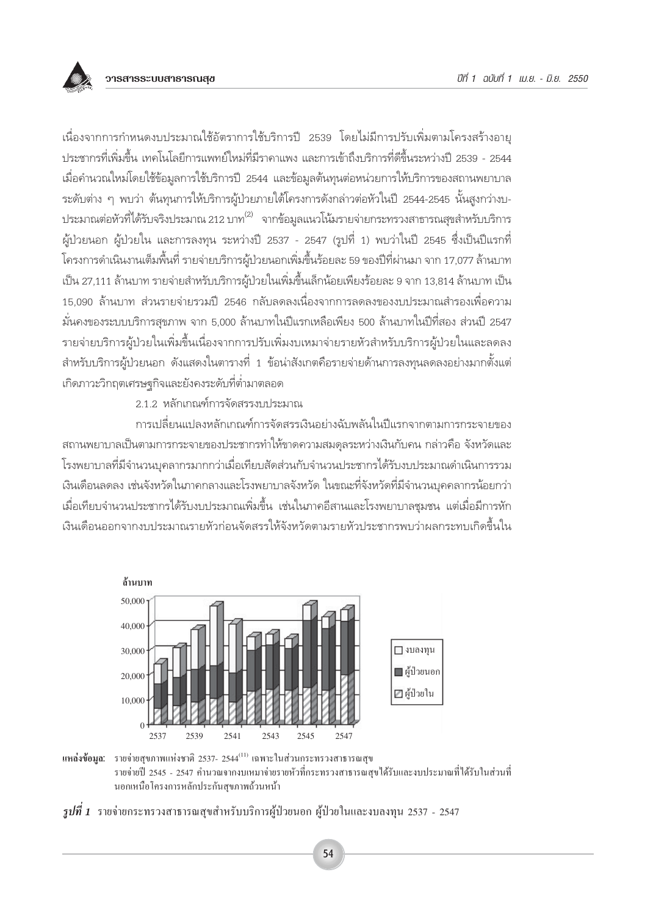เนื่องจากการกำหนดงบประมาณใช้อัตราการใช้บริการปี 2539 โดยไม่มีการปรับเพิ่มตามโครงสร้างอายุประชากรที่เพิ่มขึ้น เทคโนโลยีการแพทย์ใหม่ที่มีราคาแพง และการเข้าถึงบริการที่ดีขึ้นระหว่างปี 2539 - 2544 เมื่อคำนวณใหม่โดยใช้ข้อมูลการใช้บริการปี 2544 และข้อมูลต้นทุนต่อหน่วยการให้บริการของสถานพยาบาลระดับต่าง ๆ พบว่า ต้นทุนการให้บริการผู้ป่วยภายใต้โครงการดังกล่าวต่อหัวในปี 2544-2545 นั้นสูงกว่างบประมาณต่อหัวที่ได้รับจริงประมาณ 212 บาท[2] จากข้อมูลแนวโน้มรายจ่ายกระทรวงสาธารณสุขสำหรับบริการผู้ป่วยนอก ผู้ป่วยใน และการลงทุน ระหว่างปี 2537 - 2547 (รูปที่ 1) พบว่าในปี 2545 ซึ่งเป็นปีแรกที่โครงการดำเนินงานเต็มพื้นที่ รายจ่ายบริการผู้ป่วยนอกเพิ่มขึ้นร้อยละ 59 ของปีที่ผ่านมา จาก 17,077 ล้านบาท เป็น 27,111 ล้านบาท รายจ่ายสำหรับบริการผู้ป่วยในเพิ่มขึ้นเล็กน้อยเพียงร้อยละ 9 จาก 13,814 ล้านบาท เป็น 15,090 ล้านบาท ส่วนรายจ่ายรวมปี 2546 กลับลดลงเนื่องจากการลดลงของงบประมาณสำรองเพื่อความมั่นคงของระบบบริการสุขภาพ จาก 5,000 ล้านบาทในปีแรกเหลือเพียง 500 ล้านบาทในปีที่สอง ส่วนปี 2547 รายจ่ายบริการผู้ป่วยในเพิ่มขึ้นเนื่องจากการปรับเพิ่มงบเหมาจ่ายรายหัวสำหรับบริการผู้ป่วยในและลดลงสำหรับบริการผู้ป่วยนอก ดังแสดงในตารางที่ 1 ข้อน่าสังเกตคือรายจ่ายด้านการลงทุนลดลงอย่างมากตั้งแต่เกิดภาวะวิกฤตเศรษฐกิจและยังคงระดับที่ต่ำมาตลอด

2.1.2 หลักเกณฑ์การจัดสรรงบประมาณ

การเปลี่ยนแปลงหลักเกณฑ์การจัดสรรเงินอย่างฉับพลันในปีแรกจากตามการกระจายของสถานพยาบาลเป็นตามการกระจายของประชากรทำให้ขาดความสมดุลระหว่างเงินกับคน กล่าวคือ จังหวัดและโรงพยาบาลที่มีจำนวนบุคลากรมากกว่าเมื่อเทียบสัดส่วนกับจำนวนประชากรได้รับงบประมาณดำเนินการรวมเงินเดือนลดลง เช่นจังหวัดในภาคกลางและโรงพยาบาลจังหวัด ในขณะที่จังหวัดที่มีจำนวนบุคคลากรน้อยกว่าเมื่อเทียบจำนวนประชากรได้รับงบประมาณเพิ่มขึ้น เช่นในภาคอีสานและโรงพยาบาลชุมชน แต่เมื่อมีการหักเงินเดือนออกจากงบประมาณรายหัวก่อนจัดสรรให้จังหวัดตามรายหัวประชากรพบว่าผลกระทบเกิดขึ้นใน

**แหล่งข้อมูล:** รายจ่ายสุขภาพแห่งชาติ 2537- 2544[11] เฉพาะในส่วนกระทรวงสาธารณสุข
รายจ่ายปี 2545 - 2547 คำนวณจากงบเหมาจ่ายรายหัวที่กระทรวงสาธารณสุขได้รับและงบประมาณที่ได้รับในส่วนที่นอกเหนือโครงการหลักประกันสุขภาพถ้วนหน้า

***รูปที่ 1*** รายจ่ายกระทรวงสาธารณสุขสำหรับบริการผู้ป่วยนอก ผู้ป่วยในและงบลงทุน 2537 - 2547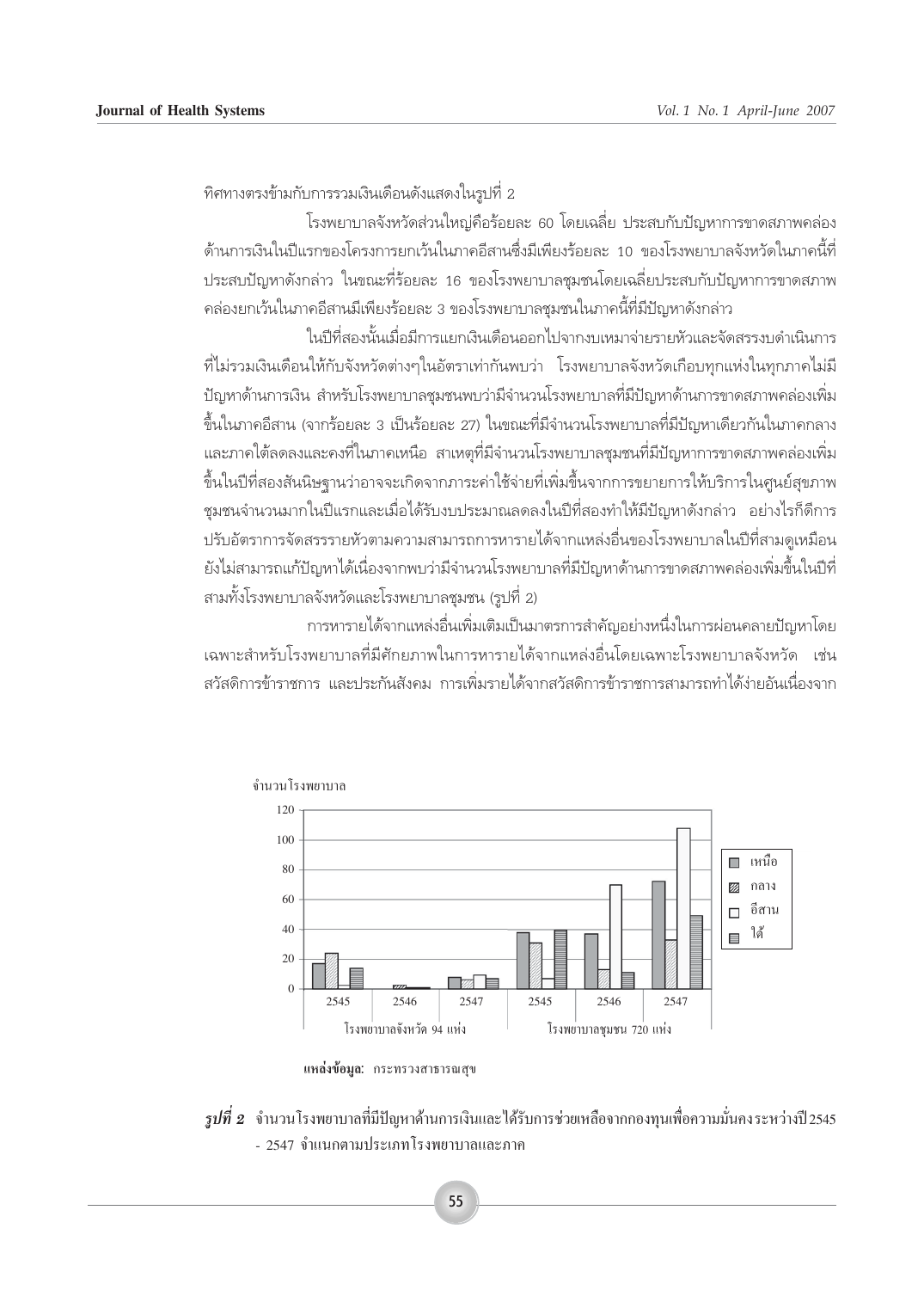ทิศทางตรงข้ามกับการรวมเงินเดือนดังแสดงในรูปที่ 2

โรงพยาบาลจังหวัดส่วนใหญ่คือร้อยละ 60 โดยเฉลี่ย ประสบกับปัญหาการขาดสภาพคล่องด้านการเงินในปีแรกของโครงการยกเว้นในภาคอีสานซึ่งมีเพียงร้อยละ 10 ของโรงพยาบาลจังหวัดในภาคนี้ที่ประสบปัญหาดังกล่าว ในขณะที่ร้อยละ 16 ของโรงพยาบาลชุมชนโดยเฉลี่ยประสบกับปัญหาการขาดสภาพคล่องยกเว้นในภาคอีสานมีเพียงร้อยละ 3 ของโรงพยาบาลชุมชนในภาคนี้ที่มีปัญหาดังกล่าว

ในปีที่สองนั้นเมื่อมีการแยกเงินเดือนออกไปจากงบเหมาจ่ายรายหัวและจัดสรรงบดำเนินการที่ไม่รวมเงินเดือนให้กับจังหวัดต่างๆในอัตราเท่ากันพบว่า โรงพยาบาลจังหวัดเกือบทุกแห่งในทุกภาคไม่มีปัญหาด้านการเงิน สำหรับโรงพยาบาลชุมชนพบว่ามีจำนวนโรงพยาบาลที่มีปัญหาด้านการขาดสภาพคล่องเพิ่มขึ้นในภาคอีสาน (จากร้อยละ 3 เป็นร้อยละ 27) ในขณะที่มีจำนวนโรงพยาบาลที่มีปัญหาเดียวกันในภาคกลางและภาคใต้ลดลงและคงที่ในภาคเหนือ สาเหตุที่มีจำนวนโรงพยาบาลชุมชนที่มีปัญหาการขาดสภาพคล่องเพิ่มขึ้นในปีที่สองสันนิษฐานว่าอาจจะเกิดจากภาระค่าใช้จ่ายที่เพิ่มขึ้นจากการขยายการให้บริการในศูนย์สุขภาพชุมชนจำนวนมากในปีแรกและเมื่อได้รับงบประมาณลดลงในปีที่สองทำให้มีปัญหาดังกล่าว อย่างไรก็ดีการปรับอัตราการจัดสรรรายหัวตามความสามารถการหารายได้จากแหล่งอื่นของโรงพยาบาลในปีที่สามดูเหมือนยังไม่สามารถแก้ปัญหาได้เนื่องจากพบว่ามีจำนวนโรงพยาบาลที่มีปัญหาด้านการขาดสภาพคล่องเพิ่มขึ้นในปีที่สามทั้งโรงพยาบาลจังหวัดและโรงพยาบาลชุมชน (รูปที่ 2)

การหารายได้จากแหล่งอื่นเพิ่มเติมเป็นมาตรการสำคัญอย่างหนึ่งในการผ่อนคลายปัญหาโดยเฉพาะสำหรับโรงพยาบาลที่มีศักยภาพในการหารายได้จากแหล่งอื่นโดยเฉพาะโรงพยาบาลจังหวัด เช่น สวัสดิการข้าราชการ และประกันสังคม การเพิ่มรายได้จากสวัสดิการข้าราชการสามารถทำได้ง่ายอันเนื่องจาก

**แหล่งข้อมูล:** กระทรวงสาธารณสุข

***รูปที่ 2*** จำนวนโรงพยาบาลที่มีปัญหาด้านการเงินและได้รับการช่วยเหลือจากกองทุนเพื่อความมั่นคงระหว่างปี 2545 - 2547 จำแนกตามประเภทโรงพยาบาลและภาค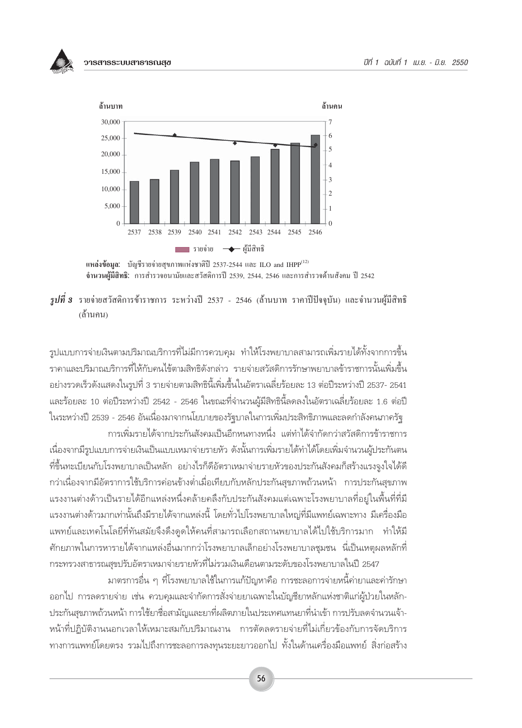ล้านบาท ล้านคน

30,000 / 25,000 / 20,000 / 15,000 / 10,000 / 5,000 / 0

7 / 6 / 5 / 4 / 3 / 2 / 1 / 0

2537 2538 2539 2540 2541 2542 2543 2544 2545 2546

รายจ่าย ผู้มีสิทธิ

**แหล่งข้อมูล:** บัญชีรายจ่ายสุขภาพแห่งชาติปี 2537-2544 และ ILO and IHPP[12]

**จำนวนผู้มีสิทธิ:** การสำรวจอนามัยและสวัสดิการปี 2539, 2544, 2546 และการสำรวจด้านสังคม ปี 2542

***รูปที่ 3*** รายจ่ายสวัสดิการข้าราชการ ระหว่างปี 2537 - 2546 (ล้านบาท ราคาปีปัจจุบัน) และจำนวนผู้มีสิทธิ (ล้านคน)

รูปแบบการจ่ายเงินตามปริมาณบริการที่ไม่มีการควบคุม ทำให้โรงพยาบาลสามารถเพิ่มรายได้ทั้งจากการขึ้นราคาและปริมาณบริการที่ให้กับคนไข้ตามสิทธิดังกล่าว รายจ่ายสวัสดิการรักษาพยาบาลข้าราชการนั้นเพิ่มขึ้นอย่างรวดเร็วดังแสดงในรูปที่ 3 รายจ่ายตามสิทธินี้เพิ่มขึ้นในอัตราเฉลี่ยร้อยละ 13 ต่อปีระหว่างปี 2537- 2541 และร้อยละ 10 ต่อปีระหว่างปี 2542 - 2546 ในขณะที่จำนวนผู้มีสิทธินี้ลดลงในอัตราเฉลี่ยร้อยละ 1.6 ต่อปี ในระหว่างปี 2539 - 2546 อันเนื่องมาจากนโยบายของรัฐบาลในการเพิ่มประสิทธิภาพและลดกำลังคนภาครัฐ

การเพิ่มรายได้จากประกันสังคมเป็นอีกหนทางหนึ่ง แต่ทำได้จำกัดกว่าสวัสดิการข้าราชการ เนื่องจากมีรูปแบบการจ่ายเงินเป็นแบบเหมาจ่ายรายหัว ดังนั้นการเพิ่มรายได้ทำได้โดยเพิ่มจำนวนผู้ประกันตนที่ขึ้นทะเบียนกับโรงพยาบาลเป็นหลัก อย่างไรก็ดีอัตราเหมาจ่ายรายหัวของประกันสังคมก็สร้างแรงจูงใจได้ดีกว่าเนื่องจากมีอัตราการใช้บริการค่อนข้างต่ำเมื่อเทียบกับหลักประกันสุขภาพถ้วนหน้า การประกันสุขภาพแรงงานต่างด้าวเป็นรายได้อีกแหล่งหนึ่งคล้ายคลึงกับประกันสังคมแต่เฉพาะโรงพยาบาลที่อยู่ในพื้นที่ที่มีแรงงานต่างด้าวมากเท่านั้นถึงมีรายได้จากแหล่งนี้ โดยทั่วไปโรงพยาบาลใหญ่ที่มีแพทย์เฉพาะทาง มีเครื่องมือแพทย์และเทคโนโลยีที่ทันสมัยจึงดึงดูดให้คนที่สามารถเลือกสถานพยาบาลได้ไปใช้บริการมาก ทำให้มีศักยภาพในการหารายได้จากแหล่งอื่นมากกว่าโรงพยาบาลเล็กอย่างโรงพยาบาลชุมชน นี่เป็นเหตุผลหลักที่กระทรวงสาธารณสุขปรับอัตราเหมาจ่ายรายหัวที่ไม่รวมเงินเดือนตามระดับของโรงพยาบาลในปี 2547

มาตรการอื่น ๆ ที่โรงพยาบาลใช้ในการแก้ปัญหาคือ การชะลอการจ่ายหนี้ค่ายาและค่ารักษาออกไป การลดรายจ่าย เช่น ควบคุมและจำกัดการสั่งจ่ายยาเฉพาะในบัญชียาหลักแห่งชาติแก่ผู้ป่วยในหลักประกันสุขภาพถ้วนหน้า การใช้ยาชื่อสามัญและยาที่ผลิตภายในประเทศแทนยาที่นำเข้า การปรับลดจำนวนเจ้าหน้าที่ปฏิบัติงานนอกเวลาให้เหมาะสมกับปริมาณงาน การตัดลดรายจ่ายที่ไม่เกี่ยวข้องกับการจัดบริการทางการแพทย์โดยตรง รวมไปถึงการชะลอการลงทุนระยะยาวออกไป ทั้งในด้านเครื่องมือแพทย์ สิ่งก่อสร้าง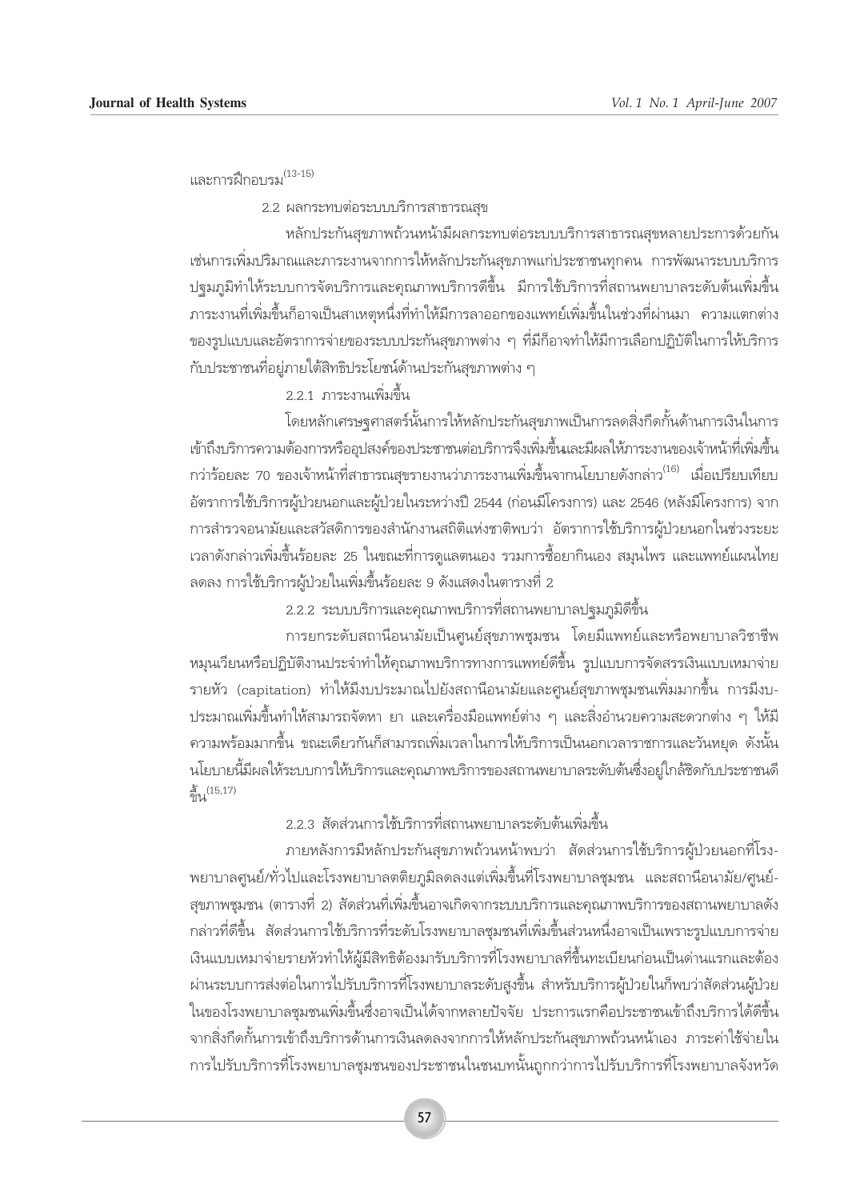และการฝึกอบรม[13-15]

### 2.2 ผลกระทบต่อระบบบริการสาธารณสุข

หลักประกันสุขภาพถ้วนหน้ามีผลกระทบต่อระบบบริการสาธารณสุขหลายประการด้วยกัน เช่นการเพิ่มปริมาณและภาระงานจากการให้หลักประกันสุขภาพแก่ประชาชนทุกคน การพัฒนาระบบบริการปฐมภูมิทำให้ระบบการจัดบริการและคุณภาพบริการดีขึ้น มีการใช้บริการที่สถานพยาบาลระดับต้นเพิ่มขึ้น ภาระงานที่เพิ่มขึ้นก็อาจเป็นสาเหตุหนึ่งที่ทำให้มีการลาออกของแพทย์เพิ่มขึ้นในช่วงที่ผ่านมา ความแตกต่างของรูปแบบและอัตราการจ่ายของระบบประกันสุขภาพต่าง ๆ ที่มีก็อาจทำให้มีการเลือกปฏิบัติในการให้บริการกับประชาชนที่อยู่ภายใต้สิทธิประโยชน์ด้านประกันสุขภาพต่าง ๆ

#### 2.2.1 ภาระงานเพิ่มขึ้น

โดยหลักเศรษฐศาสตร์นั้นการให้หลักประกันสุขภาพเป็นการลดสิ่งกีดกั้นด้านการเงินในการเข้าถึงบริการความต้องการหรืออุปสงค์ของประชาชนต่อบริการจึงเพิ่มขึ้นและมีผลให้ภาระงานของเจ้าหน้าที่เพิ่มขึ้น กว่าร้อยละ 70 ของเจ้าหน้าที่สาธารณสุขรายงานว่าภาระงานเพิ่มขึ้นจากนโยบายดังกล่าว[16] เมื่อเปรียบเทียบอัตราการใช้บริการผู้ป่วยนอกและผู้ป่วยในระหว่างปี 2544 (ก่อนมีโครงการ) และ 2546 (หลังมีโครงการ) จากการสำรวจอนามัยและสวัสดิการของสำนักงานสถิติแห่งชาติพบว่า อัตราการใช้บริการผู้ป่วยนอกในช่วงระยะเวลาดังกล่าวเพิ่มขึ้นร้อยละ 25 ในขณะที่การดูแลตนเอง รวมการซื้อยากินเอง สมุนไพร และแพทย์แผนไทยลดลง การใช้บริการผู้ป่วยในเพิ่มขึ้นร้อยละ 9 ดังแสดงในตารางที่ 2

#### 2.2.2 ระบบบริการและคุณภาพบริการที่สถานพยาบาลปฐมภูมิดีขึ้น

การยกระดับสถานีอนามัยเป็นศูนย์สุขภาพชุมชน โดยมีแพทย์และหรือพยาบาลวิชาชีพหมุนเวียนหรือปฏิบัติงานประจำทำให้คุณภาพบริการทางการแพทย์ดีขึ้น รูปแบบการจัดสรรเงินแบบเหมาจ่ายรายหัว (capitation) ทำให้มีงบประมาณไปยังสถานีอนามัยและศูนย์สุขภาพชุมชนเพิ่มมากขึ้น การมีงบประมาณเพิ่มขึ้นทำให้สามารถจัดหา ยา และเครื่องมือแพทย์ต่าง ๆ และสิ่งอำนวยความสะดวกต่าง ๆ ให้มีความพร้อมมากขึ้น ขณะเดียวกันก็สามารถเพิ่มเวลาในการให้บริการเป็นนอกเวลาราชการและวันหยุด ดังนั้นนโยบายนี้มีผลให้ระบบการให้บริการและคุณภาพบริการของสถานพยาบาลระดับต้นซึ่งอยู่ใกล้ชิดกับประชาชนดีขึ้น[15,17]

#### 2.2.3 สัดส่วนการใช้บริการที่สถานพยาบาลระดับต้นเพิ่มขึ้น

ภายหลังการมีหลักประกันสุขภาพถ้วนหน้าพบว่า สัดส่วนการใช้บริการผู้ป่วยนอกที่โรงพยาบาลศูนย์/ทั่วไปและโรงพยาบาลตติยภูมิลดลงแต่เพิ่มขึ้นที่โรงพยาบาลชุมชน และสถานีอนามัย/ศูนย์สุขภาพชุมชน (ตารางที่ 2) สัดส่วนที่เพิ่มขึ้นอาจเกิดจากระบบบริการและคุณภาพบริการของสถานพยาบาลดังกล่าวที่ดีขึ้น สัดส่วนการใช้บริการที่ระดับโรงพยาบาลชุมชนที่เพิ่มขึ้นส่วนหนึ่งอาจเป็นเพราะรูปแบบการจ่ายเงินแบบเหมาจ่ายรายหัวทำให้ผู้มีสิทธิต้องมารับบริการที่โรงพยาบาลที่ขึ้นทะเบียนก่อนเป็นด่านแรกและต้องผ่านระบบการส่งต่อในการไปรับบริการที่โรงพยาบาลระดับสูงขึ้น สำหรับบริการผู้ป่วยในก็พบว่าสัดส่วนผู้ป่วยในของโรงพยาบาลชุมชนเพิ่มขึ้นซึ่งอาจเป็นได้จากหลายปัจจัย ประการแรกคือประชาชนเข้าถึงบริการได้ดีขึ้นจากสิ่งกีดกั้นการเข้าถึงบริการด้านการเงินลดลงจากการให้หลักประกันสุขภาพถ้วนหน้าเอง ภาระค่าใช้จ่ายในการไปรับบริการที่โรงพยาบาลชุมชนของประชาชนในชนบทนั้นถูกกว่าการไปรับบริการที่โรงพยาบาลจังหวัด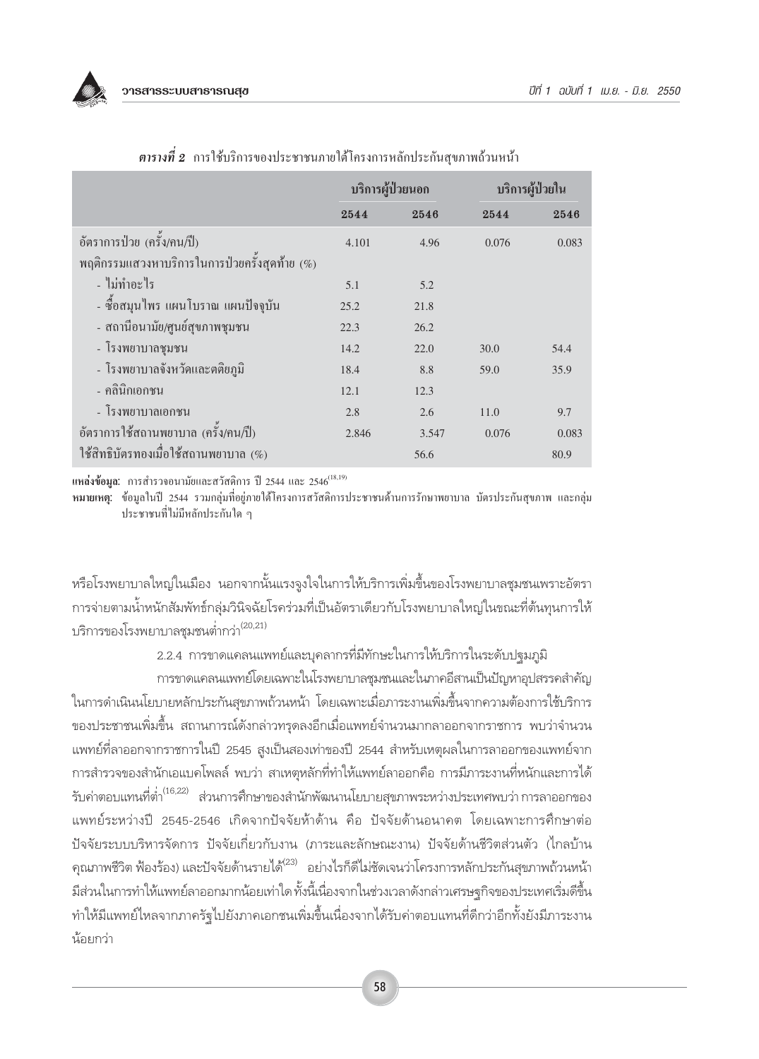***ตารางที่ 2*** การใช้บริการของประชาชนภายใต้โครงการหลักประกันสุขภาพถ้วนหน้า

| | บริการผู้ป่วยนอก | | บริการผู้ป่วยใน | |
|---|---|---|---|---|
| | **2544** | **2546** | **2544** | **2546** |
| อัตราการป่วย (ครั้ง/คน/ปี) | 4.101 | 4.96 | 0.076 | 0.083 |
| พฤติกรรมแสวงหาบริการในการป่วยครั้งสุดท้าย (%) | | | | |
| - ไม่ทำอะไร | 5.1 | 5.2 | | |
| - ซื้อสมุนไพร แผนโบราณ แผนปัจจุบัน | 25.2 | 21.8 | | |
| - สถานีอนามัย/ศูนย์สุขภาพชุมชน | 22.3 | 26.2 | | |
| - โรงพยาบาลชุมชน | 14.2 | 22.0 | 30.0 | 54.4 |
| - โรงพยาบาลจังหวัดและตติยภูมิ | 18.4 | 8.8 | 59.0 | 35.9 |
| - คลินิกเอกชน | 12.1 | 12.3 | | |
| - โรงพยาบาลเอกชน | 2.8 | 2.6 | 11.0 | 9.7 |
| อัตราการใช้สถานพยาบาล (ครั้ง/คน/ปี) | 2.846 | 3.547 | 0.076 | 0.083 |
| ใช้สิทธิบัตรทองเมื่อใช้สถานพยาบาล (%) | | 56.6 | | 80.9 |

**แหล่งข้อมูล:** การสำรวจอนามัยและสวัสดิการ ปี 2544 และ 2546[18,19]

**หมายเหตุ:** ข้อมูลในปี 2544 รวมกลุ่มที่อยู่ภายใต้โครงการสวัสดิการประชาชนด้านการรักษาพยาบาล บัตรประกันสุขภาพ และกลุ่มประชาชนที่ไม่มีหลักประกันใด ๆ

หรือโรงพยาบาลใหญ่ในเมือง นอกจากนั้นแรงจูงใจในการให้บริการเพิ่มขึ้นของโรงพยาบาลชุมชนเพราะอัตราการจ่ายตามน้ำหนักสัมพัทธ์กลุ่มวินิจฉัยโรคร่วมที่เป็นอัตราเดียวกับโรงพยาบาลใหญ่ในขณะที่ต้นทุนการให้บริการของโรงพยาบาลชุมชนต่ำกว่า[20,21]

2.2.4 การขาดแคลนแพทย์และบุคลากรที่มีทักษะในการให้บริการในระดับปฐมภูมิ

การขาดแคลนแพทย์โดยเฉพาะในโรงพยาบาลชุมชนและในภาคอีสานเป็นปัญหาอุปสรรคสำคัญในการดำเนินนโยบายหลักประกันสุขภาพถ้วนหน้า โดยเฉพาะเมื่อภาระงานเพิ่มขึ้นจากความต้องการใช้บริการของประชาชนเพิ่มขึ้น สถานการณ์ดังกล่าวทรุดลงอีกเมื่อแพทย์จำนวนมากลาออกจากราชการ พบว่าจำนวนแพทย์ที่ลาออกจากราชการในปี 2545 สูงเป็นสองเท่าของปี 2544 สำหรับเหตุผลในการลาออกของแพทย์จากการสำรวจของสำนักเอแบคโพลล์ พบว่า สาเหตุหลักที่ทำให้แพทย์ลาออกคือ การมีภาระงานที่หนักและการได้รับค่าตอบแทนที่ต่ำ[16,22] ส่วนการศึกษาของสำนักพัฒนานโยบายสุขภาพระหว่างประเทศพบว่า การลาออกของแพทย์ระหว่างปี 2545-2546 เกิดจากปัจจัยห้าด้าน คือ ปัจจัยด้านอนาคต โดยเฉพาะการศึกษาต่อ ปัจจัยระบบบริหารจัดการ ปัจจัยเกี่ยวกับงาน (ภาระและลักษณะงาน) ปัจจัยด้านชีวิตส่วนตัว (ไกลบ้าน คุณภาพชีวิต ฟ้องร้อง) และปัจจัยด้านรายได้[23] อย่างไรก็ดีไม่ชัดเจนว่าโครงการหลักประกันสุขภาพถ้วนหน้ามีส่วนในการทำให้แพทย์ลาออกมากน้อยเท่าใด ทั้งนี้เนื่องจากในช่วงเวลาดังกล่าวเศรษฐกิจของประเทศเริ่มดีขึ้น ทำให้มีแพทย์ไหลจากภาครัฐไปยังภาคเอกชนเพิ่มขึ้นเนื่องจากได้รับค่าตอบแทนที่ดีกว่าอีกทั้งยังมีภาระงานน้อยกว่า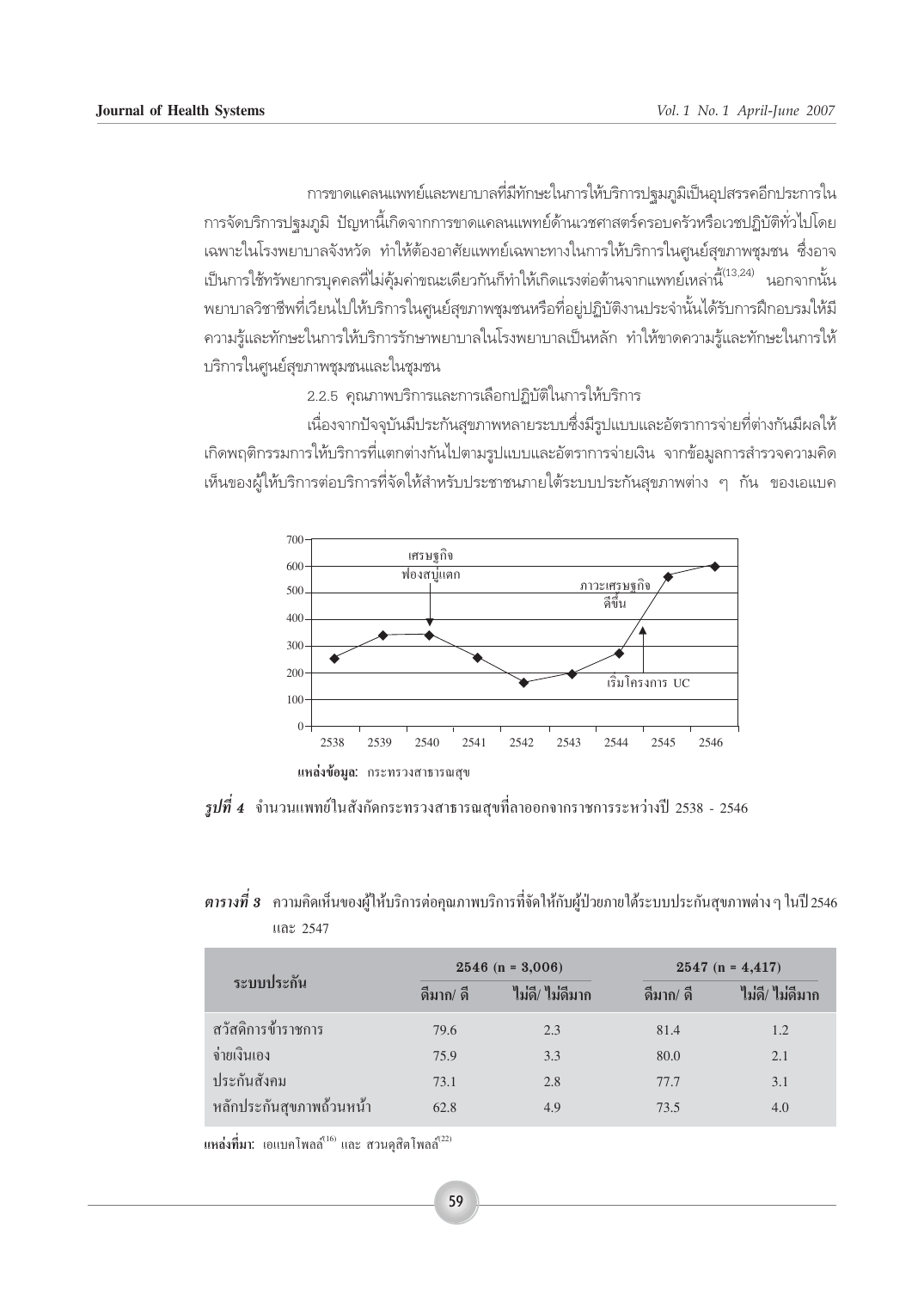การขาดแคลนแพทย์และพยาบาลที่มีทักษะในการให้บริการปฐมภูมิเป็นอุปสรรคอีกประการในการจัดบริการปฐมภูมิ ปัญหานี้เกิดจากการขาดแคลนแพทย์ด้านเวชศาสตร์ครอบครัวหรือเวชปฏิบัติทั่วไปโดยเฉพาะในโรงพยาบาลจังหวัด ทำให้ต้องอาศัยแพทย์เฉพาะทางในการให้บริการในศูนย์สุขภาพชุมชน ซึ่งอาจเป็นการใช้ทรัพยากรบุคคลที่ไม่คุ้มค่าขณะเดียวกันก็ทำให้เกิดแรงต่อต้านจากแพทย์เหล่านี้[13,24] นอกจากนั้นพยาบาลวิชาชีพที่เวียนไปให้บริการในศูนย์สุขภาพชุมชนหรือที่อยู่ปฏิบัติงานประจำนั้นได้รับการฝึกอบรมให้มีความรู้และทักษะในการให้บริการรักษาพยาบาลในโรงพยาบาลเป็นหลัก ทำให้ขาดความรู้และทักษะในการให้บริการในศูนย์สุขภาพชุมชนและในชุมชน

2.2.5 คุณภาพบริการและการเลือกปฏิบัติในการให้บริการ

เนื่องจากปัจจุบันมีประกันสุขภาพหลายระบบซึ่งมีรูปแบบและอัตราการจ่ายที่ต่างกันมีผลให้เกิดพฤติกรรมการให้บริการที่แตกต่างกันไปตามรูปแบบและอัตราการจ่ายเงิน จากข้อมูลการสำรวจความคิดเห็นของผู้ให้บริการต่อบริการที่จัดให้สำหรับประชาชนภายใต้ระบบประกันสุขภาพต่าง ๆ กัน ของเอแบค

แหล่งข้อมูล: กระทรวงสาธารณสุข

***รูปที่ 4*** จำนวนแพทย์ในสังกัดกระทรวงสาธารณสุขที่ลาออกจากราชการระหว่างปี 2538 - 2546

***ตารางที่ 3*** ความคิดเห็นของผู้ให้บริการต่อคุณภาพบริการที่จัดให้กับผู้ป่วยภายใต้ระบบประกันสุขภาพต่าง ๆ ในปี 2546 และ 2547

| ระบบประกัน | 2546 (n = 3,006) | | 2547 (n = 4,417) | |
|---|---|---|---|---|
| | ดีมาก/ ดี | ไม่ดี/ ไม่ดีมาก | ดีมาก/ ดี | ไม่ดี/ ไม่ดีมาก |
| สวัสดิการข้าราชการ | 79.6 | 2.3 | 81.4 | 1.2 |
| จ่ายเงินเอง | 75.9 | 3.3 | 80.0 | 2.1 |
| ประกันสังคม | 73.1 | 2.8 | 77.7 | 3.1 |
| หลักประกันสุขภาพถ้วนหน้า | 62.8 | 4.9 | 73.5 | 4.0 |

**แหล่งที่มา:** เอแบคโพลล์[16] และ สวนดุสิตโพลล์[22]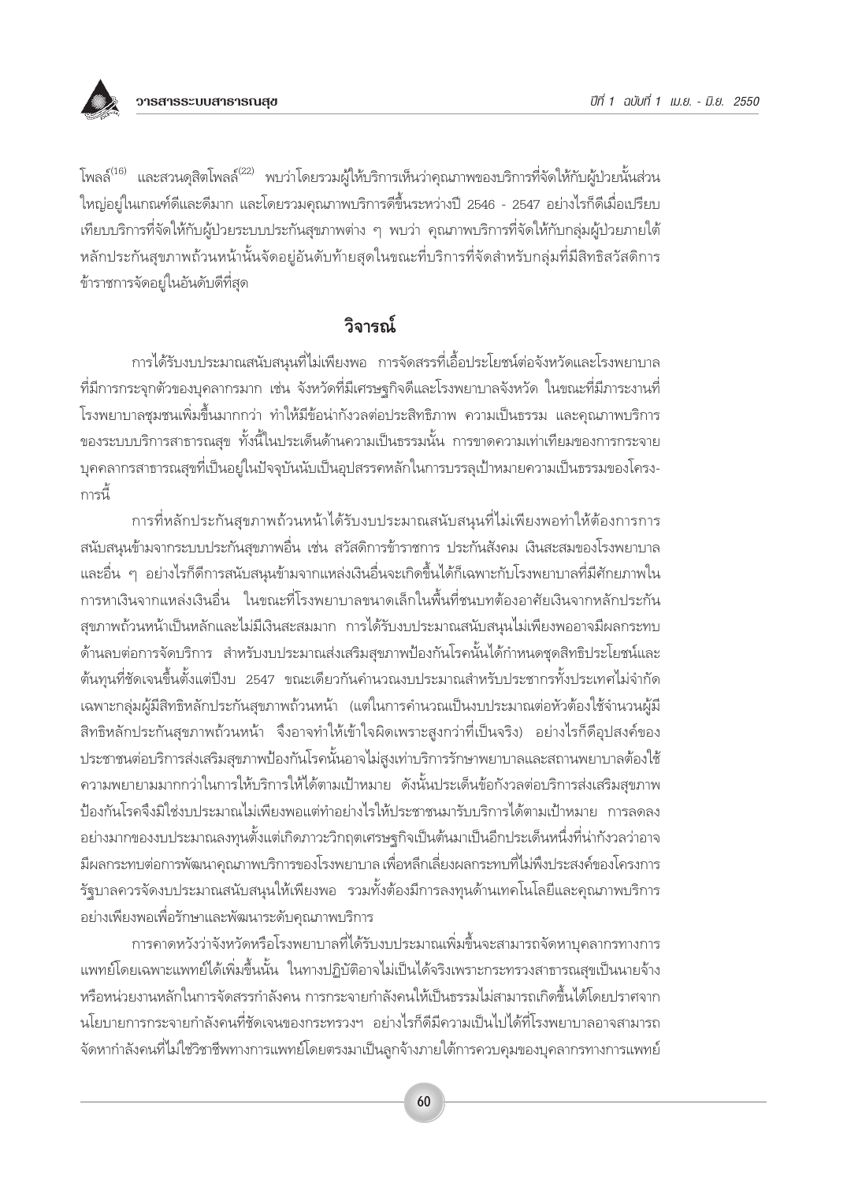โพลล์[16] และสวนดุสิตโพลล์[22] พบว่าโดยรวมผู้ให้บริการเห็นว่าคุณภาพของบริการที่จัดให้กับผู้ป่วยนั้นส่วนใหญ่อยู่ในเกณฑ์ดีและดีมาก และโดยรวมคุณภาพบริการดีขึ้นระหว่างปี 2546 - 2547 อย่างไรก็ดีเมื่อเปรียบเทียบบริการที่จัดให้กับผู้ป่วยระบบประกันสุขภาพต่าง ๆ พบว่า คุณภาพบริการที่จัดให้กับกลุ่มผู้ป่วยภายใต้หลักประกันสุขภาพถ้วนหน้านั้นจัดอยู่อันดับท้ายสุดในขณะที่บริการที่จัดสำหรับกลุ่มที่มีสิทธิสวัสดิการข้าราชการจัดอยู่ในอันดับดีที่สุด

## วิจารณ์

การได้รับงบประมาณสนับสนุนที่ไม่เพียงพอ การจัดสรรที่เอื้อประโยชน์ต่อจังหวัดและโรงพยาบาลที่มีการกระจุกตัวของบุคลากรมาก เช่น จังหวัดที่มีเศรษฐกิจดีและโรงพยาบาลจังหวัด ในขณะที่มีภาระงานที่โรงพยาบาลชุมชนเพิ่มขึ้นมากกว่า ทำให้มีข้อน่ากังวลต่อประสิทธิภาพ ความเป็นธรรม และคุณภาพบริการของระบบบริการสาธารณสุข ทั้งนี้ในประเด็นด้านความเป็นธรรมนั้น การขาดความเท่าเทียมของการกระจายบุคลากรสาธารณสุขที่เป็นอยู่ในปัจจุบันนับเป็นอุปสรรคหลักในการบรรลุเป้าหมายความเป็นธรรมของโครงการนี้

การที่หลักประกันสุขภาพถ้วนหน้าได้รับงบประมาณสนับสนุนที่ไม่เพียงพอทำให้ต้องการการสนับสนุนข้ามจากระบบประกันสุขภาพอื่น เช่น สวัสดิการข้าราชการ ประกันสังคม เงินสะสมของโรงพยาบาล และอื่น ๆ อย่างไรก็ดีการสนับสนุนข้ามจากแหล่งเงินอื่นจะเกิดขึ้นได้ก็เฉพาะกับโรงพยาบาลที่มีศักยภาพในการหาเงินจากแหล่งเงินอื่น ในขณะที่โรงพยาบาลขนาดเล็กในพื้นที่ชนบทต้องอาศัยเงินจากหลักประกันสุขภาพถ้วนหน้าเป็นหลักและไม่มีเงินสะสมมาก การได้รับงบประมาณสนับสนุนไม่เพียงพออาจมีผลกระทบด้านลบต่อการจัดบริการ สำหรับงบประมาณส่งเสริมสุขภาพป้องกันโรคนั้นได้กำหนดชุดสิทธิประโยชน์และต้นทุนที่ชัดเจนขึ้นตั้งแต่ปีงบ 2547 ขณะเดียวกันคำนวณงบประมาณสำหรับประชากรทั้งประเทศไม่จำกัดเฉพาะกลุ่มผู้มีสิทธิหลักประกันสุขภาพถ้วนหน้า (แต่ในการคำนวณเป็นงบประมาณต่อหัวต้องใช้จำนวนผู้มีสิทธิหลักประกันสุขภาพถ้วนหน้า จึงอาจทำให้เข้าใจผิดเพราะสูงกว่าที่เป็นจริง) อย่างไรก็ดีอุปสงค์ของประชาชนต่อบริการส่งเสริมสุขภาพป้องกันโรคนั้นอาจไม่สูงเท่าบริการรักษาพยาบาลและสถานพยาบาลต้องใช้ความพยายามมากกว่าในการให้บริการให้ได้ตามเป้าหมาย ดังนั้นประเด็นข้อกังวลต่อบริการส่งเสริมสุขภาพป้องกันโรคจึงมิใช่งบประมาณไม่เพียงพอแต่ทำอย่างไรให้ประชาชนมารับบริการได้ตามเป้าหมาย การลดลงอย่างมากของงบประมาณลงทุนตั้งแต่เกิดภาวะวิกฤตเศรษฐกิจเป็นต้นมาเป็นอีกประเด็นหนึ่งที่น่ากังวลว่าอาจมีผลกระทบต่อการพัฒนาคุณภาพบริการของโรงพยาบาล เพื่อหลีกเลี่ยงผลกระทบที่ไม่พึงประสงค์ของโครงการ รัฐบาลควรจัดงบประมาณสนับสนุนให้เพียงพอ รวมทั้งต้องมีการลงทุนด้านเทคโนโลยีและคุณภาพบริการอย่างเพียงพอเพื่อรักษาและพัฒนาระดับคุณภาพบริการ

การคาดหวังว่าจังหวัดหรือโรงพยาบาลที่ได้รับงบประมาณเพิ่มขึ้นจะสามารถจัดหาบุคลากรทางการแพทย์โดยเฉพาะแพทย์ได้เพิ่มขึ้นนั้น ในทางปฏิบัติอาจไม่เป็นได้จริงเพราะกระทรวงสาธารณสุขเป็นนายจ้างหรือหน่วยงานหลักในการจัดสรรกำลังคน การกระจายกำลังคนให้เป็นธรรมไม่สามารถเกิดขึ้นได้โดยปราศจากนโยบายการกระจายกำลังคนที่ชัดเจนของกระทรวงฯ อย่างไรก็ดีมีความเป็นไปได้ที่โรงพยาบาลอาจสามารถจัดหากำลังคนที่ไม่ใช่วิชาชีพทางการแพทย์โดยตรงมาเป็นลูกจ้างภายใต้การควบคุมของบุคลากรทางการแพทย์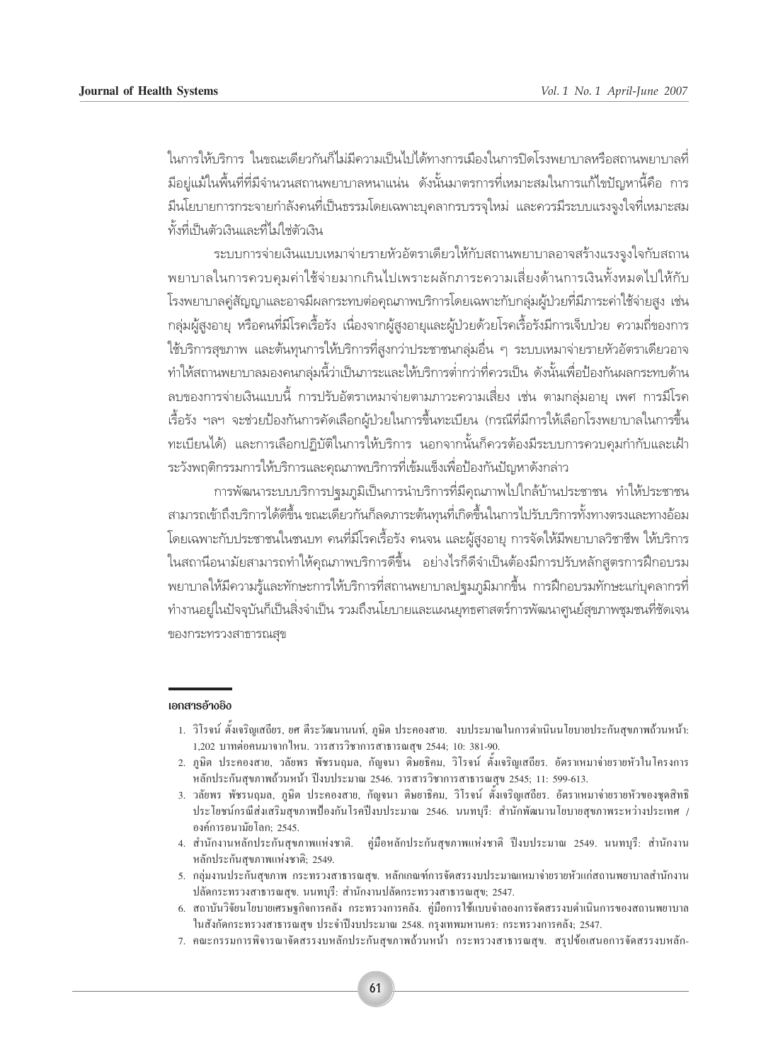ในการให้บริการ ในขณะเดียวกันก็ไม่มีความเป็นไปได้ทางการเมืองในการปิดโรงพยาบาลหรือสถานพยาบาลที่มีอยู่แม้ในพื้นที่ที่มีจำนวนสถานพยาบาลหนาแน่น ดังนั้นมาตรการที่เหมาะสมในการแก้ไขปัญหานี้คือ การมีนโยบายการกระจายกำลังคนที่เป็นธรรมโดยเฉพาะบุคลากรบรรจุใหม่ และควรมีระบบแรงจูงใจที่เหมาะสมทั้งที่เป็นตัวเงินและที่ไม่ใช่ตัวเงิน

ระบบการจ่ายเงินแบบเหมาจ่ายรายหัวอัตราเดียวให้กับสถานพยาบาลอาจสร้างแรงจูงใจกับสถานพยาบาลในการควบคุมค่าใช้จ่ายมากเกินไปเพราะผลักภาระความเสี่ยงด้านการเงินทั้งหมดไปให้กับโรงพยาบาลคู่สัญญาและอาจมีผลกระทบต่อคุณภาพบริการโดยเฉพาะกับกลุ่มผู้ป่วยที่มีภาระค่าใช้จ่ายสูง เช่น กลุ่มผู้สูงอายุ หรือคนที่มีโรคเรื้อรัง เนื่องจากผู้สูงอายุและผู้ป่วยด้วยโรคเรื้อรังมีการเจ็บป่วย ความถี่ของการใช้บริการสุขภาพ และต้นทุนการให้บริการที่สูงกว่าประชาชนกลุ่มอื่น ๆ ระบบเหมาจ่ายรายหัวอัตราเดียวอาจทำให้สถานพยาบาลมองคนกลุ่มนี้ว่าเป็นภาระและให้บริการต่ำกว่าที่ควรเป็น ดังนั้นเพื่อป้องกันผลกระทบด้านลบของการจ่ายเงินแบบนี้ การปรับอัตราเหมาจ่ายตามภาวะความเสี่ยง เช่น ตามกลุ่มอายุ เพศ การมีโรคเรื้อรัง ฯลฯ จะช่วยป้องกันการคัดเลือกผู้ป่วยในการขึ้นทะเบียน (กรณีที่มีการให้เลือกโรงพยาบาลในการขึ้นทะเบียนได้) และการเลือกปฏิบัติในการให้บริการ นอกจากนั้นก็ควรต้องมีระบบการควบคุมกำกับและเฝ้าระวังพฤติกรรมการให้บริการและคุณภาพบริการที่เข้มแข็งเพื่อป้องกันปัญหาดังกล่าว

การพัฒนาระบบบริการปฐมภูมิเป็นการนำบริการที่มีคุณภาพไปใกล้บ้านประชาชน ทำให้ประชาชนสามารถเข้าถึงบริการได้ดีขึ้น ขณะเดียวกันก็ลดภาระต้นทุนที่เกิดขึ้นในการไปรับบริการทั้งทางตรงและทางอ้อม โดยเฉพาะกับประชาชนในชนบท คนที่มีโรคเรื้อรัง คนจน และผู้สูงอายุ การจัดให้มีพยาบาลวิชาชีพ ให้บริการในสถานีอนามัยสามารถทำให้คุณภาพบริการดีขึ้น อย่างไรก็ดีจำเป็นต้องมีการปรับหลักสูตรการฝึกอบรมพยาบาลให้มีความรู้และทักษะการให้บริการที่สถานพยาบาลปฐมภูมิมากขึ้น การฝึกอบรมทักษะแก่บุคลากรที่ทำงานอยู่ในปัจจุบันก็เป็นสิ่งจำเป็น รวมถึงนโยบายและแผนยุทธศาสตร์การพัฒนาศูนย์สุขภาพชุมชนที่ชัดเจนของกระทรวงสาธารณสุข

## เอกสารอ้างอิง

1. วิโรจน์ ตั้งเจริญเสถียร, ยศ ตีระวัฒนานนท์, ภูษิต ประคองสาย. งบประมาณในการดำเนินนโยบายประกันสุขภาพถ้วนหน้า: 1,202 บาทต่อคนมาจากไหน. วารสารวิชาการสาธารณสุข 2544; 10: 381-90.
2. ภูษิต ประคองสาย, วลัยพร พัชรนฤมล, กัญจนา ติษยาธิคม, วิโรจน์ ตั้งเจริญเสถียร. อัตราเหมาจ่ายรายหัวในโครงการหลักประกันสุขภาพถ้วนหน้า ปีงบประมาณ 2546. วารสารวิชาการสาธารณสุข 2545; 11: 599-613.
3. วลัยพร พัชรนฤมล, ภูษิต ประคองสาย, กัญจนา ติษยาธิคม, วิโรจน์ ตั้งเจริญเสถียร. อัตราเหมาจ่ายรายหัวของชุดสิทธิประโยชน์กรณีส่งเสริมสุขภาพป้องกันโรคปีงบประมาณ 2546. นนทบุรี: สำนักพัฒนานโยบายสุขภาพระหว่างประเทศ / องค์การอนามัยโลก; 2545.
4. สำนักงานหลักประกันสุขภาพแห่งชาติ. คู่มือหลักประกันสุขภาพแห่งชาติ ปีงบประมาณ 2549. นนทบุรี: สำนักงานหลักประกันสุขภาพแห่งชาติ; 2549.
5. กลุ่มงานประกันสุขภาพ กระทรวงสาธารณสุข. หลักเกณฑ์การจัดสรรงบประมาณเหมาจ่ายรายหัวแก่สถานพยาบาลสำนักงานปลัดกระทรวงสาธารณสุข. นนทบุรี: สำนักงานปลัดกระทรวงสาธารณสุข; 2547.
6. สถาบันวิจัยนโยบายเศรษฐกิจการคลัง กระทรวงการคลัง. คู่มือการใช้แบบจำลองการจัดสรรงบดำเนินการของสถานพยาบาลในสังกัดกระทรวงสาธารณสุข ประจำปีงบประมาณ 2548. กรุงเทพมหานคร: กระทรวงการคลัง; 2547.
7. คณะกรรมการพิจารณาจัดสรรงบหลักประกันสุขภาพถ้วนหน้า กระทรวงสาธารณสุข. สรุปข้อเสนอการจัดสรรงบหลัก-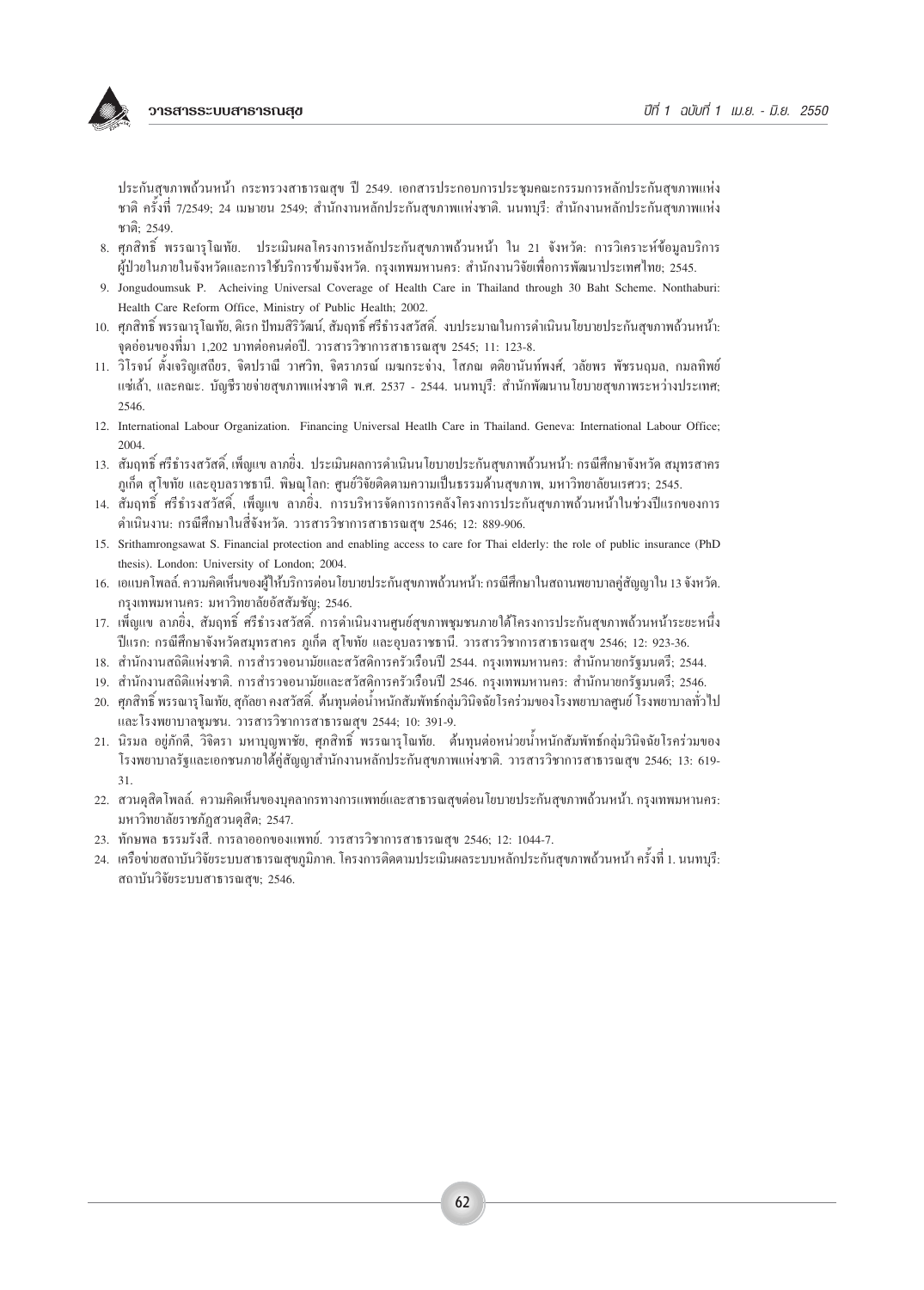ประกันสุขภาพถ้วนหน้า กระทรวงสาธารณสุข ปี 2549. เอกสารประกอบการประชุมคณะกรรมการหลักประกันสุขภาพแห่งชาติ ครั้งที่ 7/2549; 24 เมษายน 2549; สำนักงานหลักประกันสุขภาพแห่งชาติ. นนทบุรี: สำนักงานหลักประกันสุขภาพแห่งชาติ; 2549.

8. ศุภสิทธิ์ พรรณารุโณทัย. ประเมินผลโครงการหลักประกันสุขภาพถ้วนหน้า ใน 21 จังหวัด: การวิเคราะห์ข้อมูลบริการผู้ป่วยในภายในจังหวัดและการใช้บริการข้ามจังหวัด. กรุงเทพมหานคร: สำนักงานวิจัยเพื่อการพัฒนาประเทศไทย; 2545.
9. Jongudoumsuk P. Acheiving Universal Coverage of Health Care in Thailand through 30 Baht Scheme. Nonthaburi: Health Care Reform Office, Ministry of Public Health; 2002.
10. ศุภสิทธิ์ พรรณารุโณทัย, ดิเรก ปัทมสิริวัฒน์, สัมฤทธิ์ ศรีธำรงสวัสดิ์. งบประมาณในการดำเนินนโยบายประกันสุขภาพถ้วนหน้า: จุดอ่อนของที่มา 1,202 บาทต่อคนต่อปี. วารสารวิชาการสาธารณสุข 2545; 11: 123-8.
11. วิโรจน์ ตั้งเจริญเสถียร, จิตปราณี วาศวิท, จิตราภรณ์ เมฆกระจ่าง, โสภณ ดติยานันท์พงศ์, วลัยพร พัชรนฤมล, กมลทิพย์ แซ่เล้า, และคณะ. บัญชีรายจ่ายสุขภาพแห่งชาติ พ.ศ. 2537 - 2544. นนทบุรี: สำนักพัฒนานโยบายสุขภาพระหว่างประเทศ; 2546.
12. International Labour Organization. Financing Universal Heatlh Care in Thailand. Geneva: International Labour Office; 2004.
13. สัมฤทธิ์ ศรีธำรงสวัสดิ์, เพ็ญแข ลาภยิ่ง. ประเมินผลการดำเนินนโยบายประกันสุขภาพถ้วนหน้า: กรณีศึกษาจังหวัด สมุทรสาคร ภูเก็ต สุโขทัย และอุบลราชธานี. พิษณุโลก: ศูนย์วิจัยติดตามความเป็นธรรมด้านสุขภาพ, มหาวิทยาลัยนเรศวร; 2545.
14. สัมฤทธิ์ ศรีธำรงสวัสดิ์, เพ็ญแข ลาภยิ่ง. การบริหารจัดการการคลังโครงการประกันสุขภาพถ้วนหน้าในช่วงปีแรกของการดำเนินงาน: กรณีศึกษาในสี่จังหวัด. วารสารวิชาการสาธารณสุข 2546; 12: 889-906.
15. Srithamrongsawat S. Financial protection and enabling access to care for Thai elderly: the role of public insurance (PhD thesis). London: University of London; 2004.
16. เอแบคโพลล์. ความคิดเห็นของผู้ให้บริการต่อนโยบายประกันสุขภาพถ้วนหน้า: กรณีศึกษาในสถานพยาบาลคู่สัญญาใน 13 จังหวัด. กรุงเทพมหานคร: มหาวิทยาลัยอัสสัมชัญ; 2546.
17. เพ็ญแข ลาภยิ่ง, สัมฤทธิ์ ศรีธำรงสวัสดิ์. การดำเนินงานศูนย์สุขภาพชุมชนภายใต้โครงการประกันสุขภาพถ้วนหน้าระยะหนึ่งปีแรก: กรณีศึกษาจังหวัดสมุทรสาคร ภูเก็ต สุโขทัย และอุบลราชธานี. วารสารวิชาการสาธารณสุข 2546; 12: 923-36.
18. สำนักงานสถิติแห่งชาติ. การสำรวจอนามัยและสวัสดิการครัวเรือนปี 2544. กรุงเทพมหานคร: สำนักนายกรัฐมนตรี; 2544.
19. สำนักงานสถิติแห่งชาติ. การสำรวจอนามัยและสวัสดิการครัวเรือนปี 2546. กรุงเทพมหานคร: สำนักนายกรัฐมนตรี; 2546.
20. ศุภสิทธิ์ พรรณารุโณทัย, สุกัลยา คงสวัสดิ์. ต้นทุนต่อน้ำหนักสัมพัทธ์กลุ่มวินิจฉัยโรคร่วมของโรงพยาบาลศูนย์ โรงพยาบาลทั่วไป และโรงพยาบาลชุมชน. วารสารวิชาการสาธารณสุข 2544; 10: 391-9.
21. นิรมล อยู่ภักดี, วิจิตรา มหาบุญพาชัย, ศุภสิทธิ์ พรรณารุโณทัย. ต้นทุนต่อหน่วยน้ำหนักสัมพัทธ์กลุ่มวินิจฉัยโรคร่วมของโรงพยาบาลรัฐและเอกชนภายใต้คู่สัญญาสำนักงานหลักประกันสุขภาพแห่งชาติ. วารสารวิชาการสาธารณสุข 2546; 13: 619-31.
22. สวนดุสิตโพลล์. ความคิดเห็นของบุคลากรทางการแพทย์และสาธารณสุขต่อนโยบายประกันสุขภาพถ้วนหน้า. กรุงเทพมหานคร: มหาวิทยาลัยราชภัฏสวนดุสิต; 2547.
23. ทักษพล ธรรมรังสี. การลาออกของแพทย์. วารสารวิชาการสาธารณสุข 2546; 12: 1044-7.
24. เครือข่ายสถาบันวิจัยระบบสาธารณสุขภูมิภาค. โครงการติดตามประเมินผลระบบหลักประกันสุขภาพถ้วนหน้า ครั้งที่ 1. นนทบุรี: สถาบันวิจัยระบบสาธารณสุข; 2546.